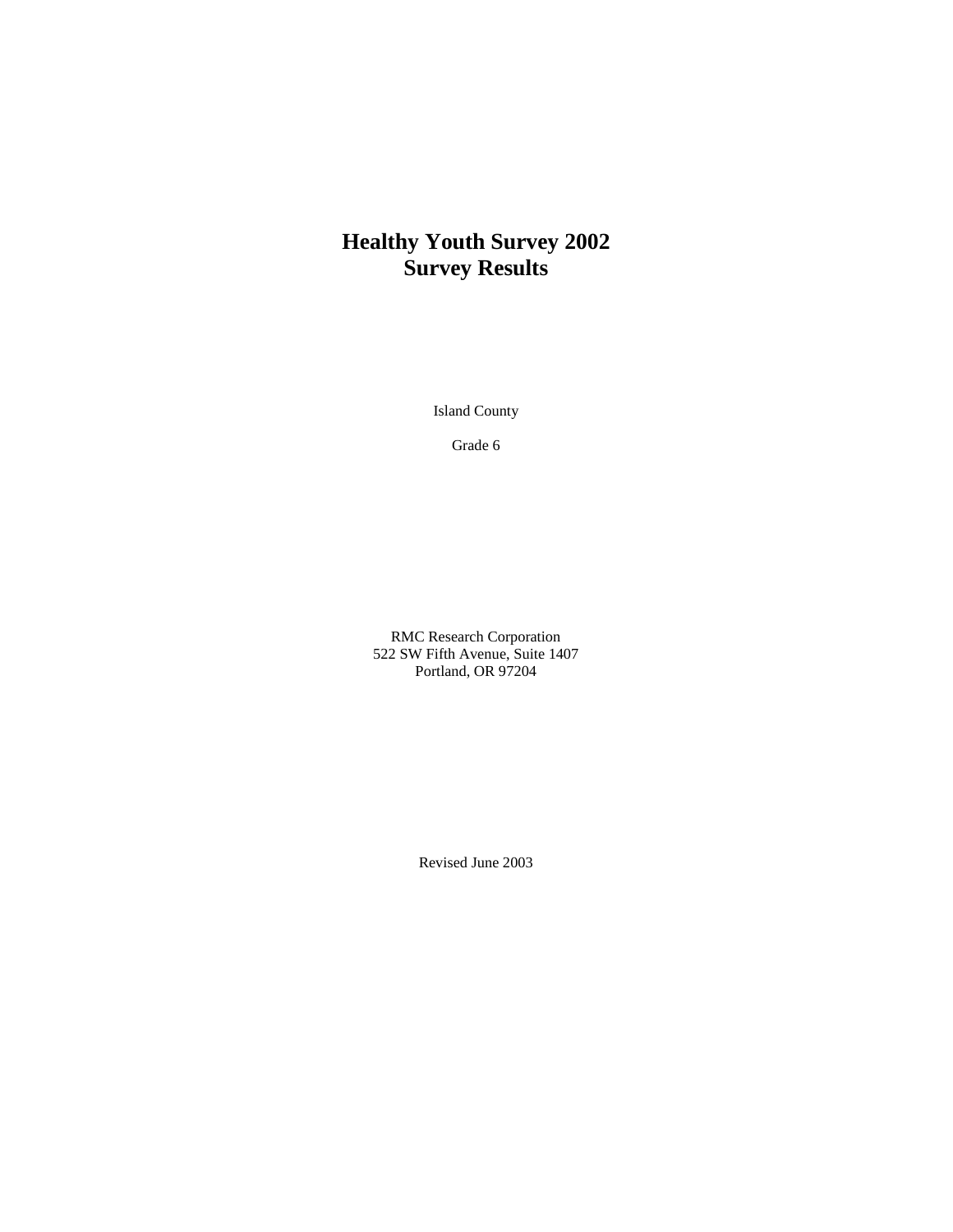# Healthy Youth Survey 2002
# Survey Results

Island County

Grade 6

RMC Research Corporation
522 SW Fifth Avenue, Suite 1407
Portland, OR 97204

Revised June 2003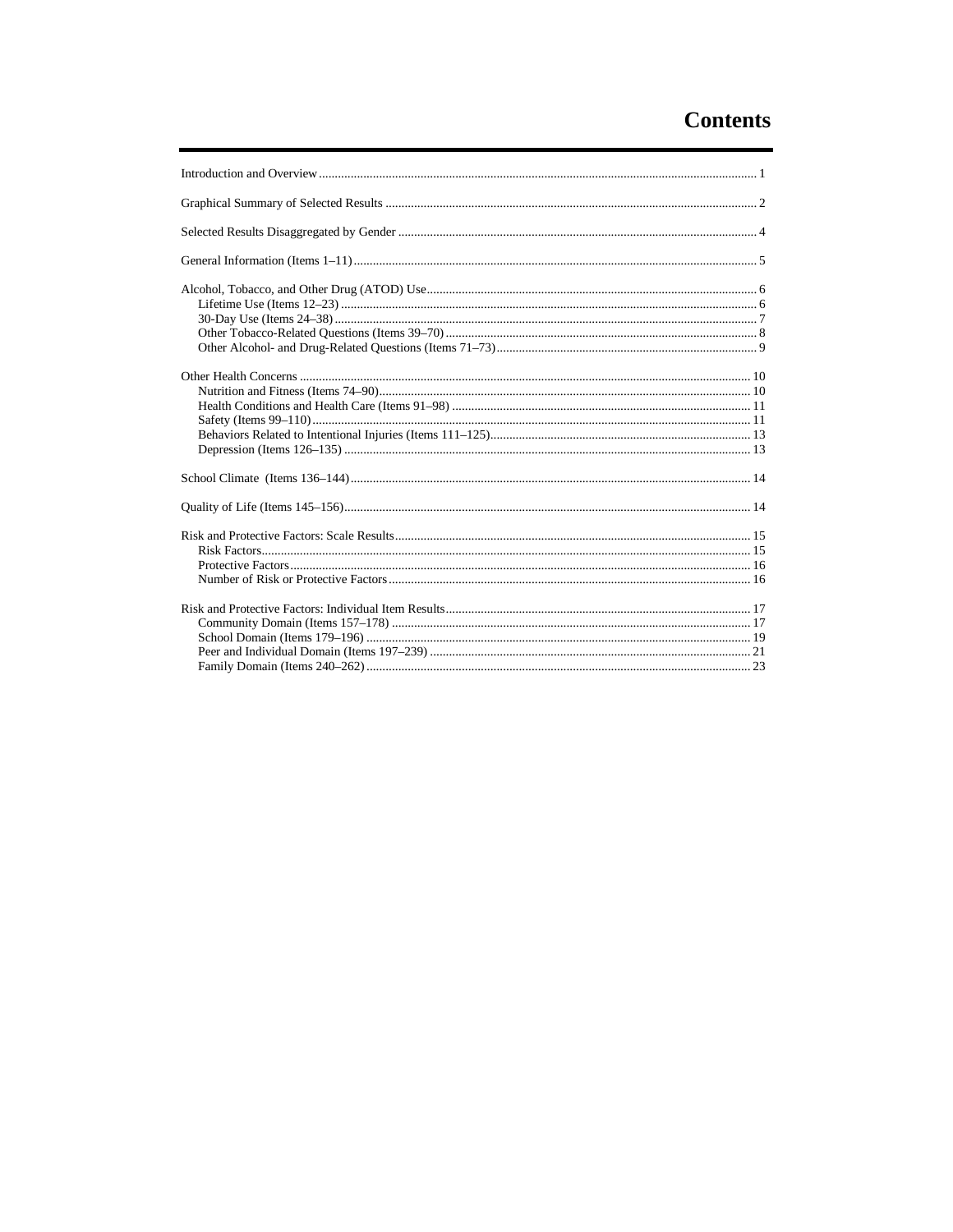# Contents

Introduction and Overview ........................................................................................................................... 1

Graphical Summary of Selected Results ..................................................................................................... 2

Selected Results Disaggregated by Gender ................................................................................................. 4

General Information (Items 1–11) ............................................................................................................... 5

Alcohol, Tobacco, and Other Drug (ATOD) Use ........................................................................................ 6
- Lifetime Use (Items 12–23) ...................................................................................................................... 6
- 30-Day Use (Items 24–38) ....................................................................................................................... 7
- Other Tobacco-Related Questions (Items 39–70) .................................................................................... 8
- Other Alcohol- and Drug-Related Questions (Items 71–73) .................................................................... 9

Other Health Concerns ................................................................................................................................ 10
- Nutrition and Fitness (Items 74–90) ........................................................................................................ 10
- Health Conditions and Health Care (Items 91–98) ................................................................................. 11
- Safety (Items 99–110) .............................................................................................................................. 11
- Behaviors Related to Intentional Injuries (Items 111–125) ..................................................................... 13
- Depression (Items 126–135) ................................................................................................................... 13

School Climate (Items 136–144) ................................................................................................................ 14

Quality of Life (Items 145–156) .................................................................................................................. 14

Risk and Protective Factors: Scale Results ................................................................................................ 15
- Risk Factors ............................................................................................................................................. 15
- Protective Factors .................................................................................................................................... 16
- Number of Risk or Protective Factors ..................................................................................................... 16

Risk and Protective Factors: Individual Item Results ................................................................................ 17
- Community Domain (Items 157–178) ..................................................................................................... 17
- School Domain (Items 179–196) ............................................................................................................ 19
- Peer and Individual Domain (Items 197–239) ........................................................................................ 21
- Family Domain (Items 240–262) ............................................................................................................ 23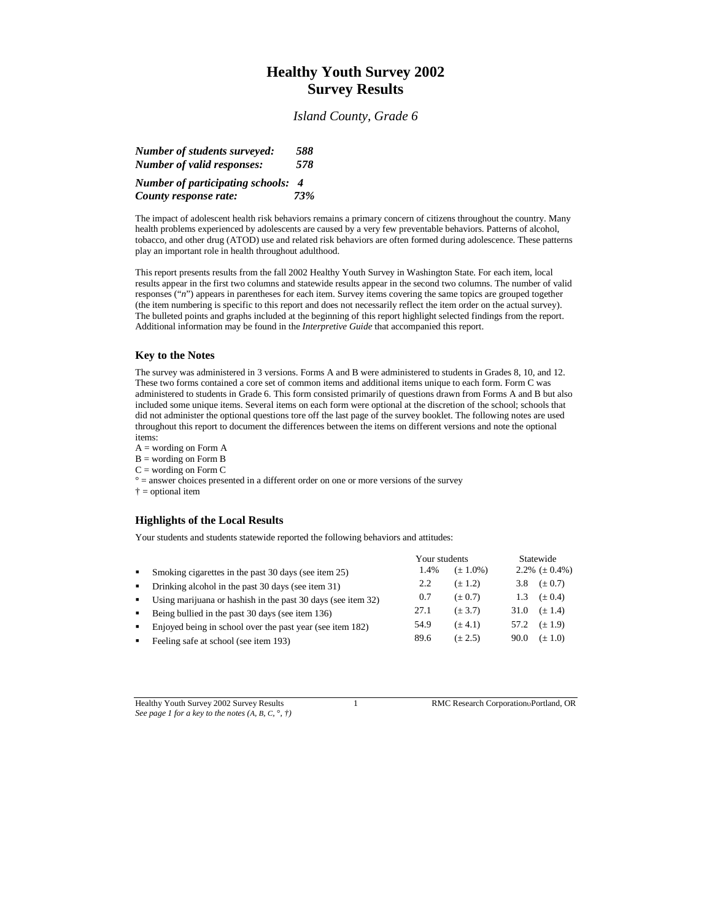# Healthy Youth Survey 2002
# Survey Results

*Island County, Grade 6*

***Number of students surveyed:*** ***588***
***Number of valid responses:*** ***578***

***Number of participating schools:*** ***4***
***County response rate:*** ***73%***

The impact of adolescent health risk behaviors remains a primary concern of citizens throughout the country. Many health problems experienced by adolescents are caused by a very few preventable behaviors. Patterns of alcohol, tobacco, and other drug (ATOD) use and related risk behaviors are often formed during adolescence. These patterns play an important role in health throughout adulthood.

This report presents results from the fall 2002 Healthy Youth Survey in Washington State. For each item, local results appear in the first two columns and statewide results appear in the second two columns. The number of valid responses ("*n*") appears in parentheses for each item. Survey items covering the same topics are grouped together (the item numbering is specific to this report and does not necessarily reflect the item order on the actual survey). The bulleted points and graphs included at the beginning of this report highlight selected findings from the report. Additional information may be found in the *Interpretive Guide* that accompanied this report.

### Key to the Notes

The survey was administered in 3 versions. Forms A and B were administered to students in Grades 8, 10, and 12. These two forms contained a core set of common items and additional items unique to each form. Form C was administered to students in Grade 6. This form consisted primarily of questions drawn from Forms A and B but also included some unique items. Several items on each form were optional at the discretion of the school; schools that did not administer the optional questions tore off the last page of the survey booklet. The following notes are used throughout this report to document the differences between the items on different versions and note the optional items:

A = wording on Form A
B = wording on Form B
C = wording on Form C
° = answer choices presented in a different order on one or more versions of the survey
† = optional item

### Highlights of the Local Results

Your students and students statewide reported the following behaviors and attitudes:

| | Your students | | Statewide | |
|---|---|---|---|---|
| ▪ Smoking cigarettes in the past 30 days (see item 25) | 1.4% | (± 1.0%) | 2.2% | (± 0.4%) |
| ▪ Drinking alcohol in the past 30 days (see item 31) | 2.2 | (± 1.2) | 3.8 | (± 0.7) |
| ▪ Using marijuana or hashish in the past 30 days (see item 32) | 0.7 | (± 0.7) | 1.3 | (± 0.4) |
| ▪ Being bullied in the past 30 days (see item 136) | 27.1 | (± 3.7) | 31.0 | (± 1.4) |
| ▪ Enjoyed being in school over the past year (see item 182) | 54.9 | (± 4.1) | 57.2 | (± 1.9) |
| ▪ Feeling safe at school (see item 193) | 89.6 | (± 2.5) | 90.0 | (± 1.0) |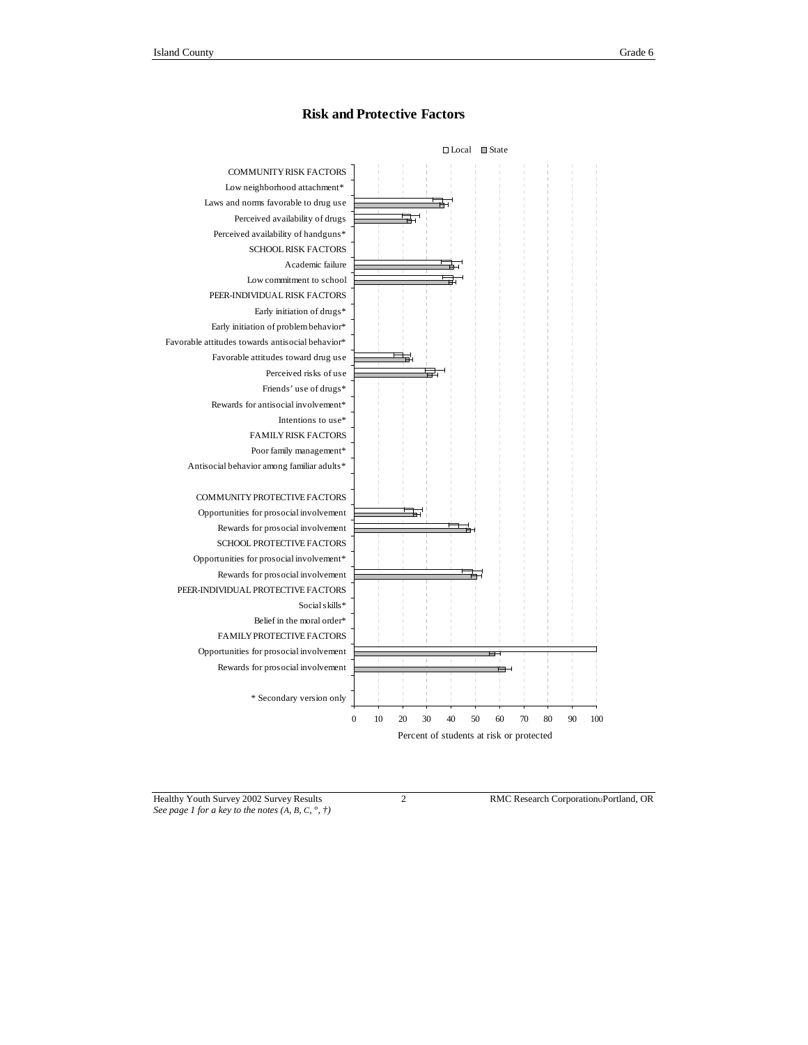# Risk and Protective Factors

□ Local ■ State

COMMUNITY RISK FACTORS

Low neighborhood attachment*

Laws and norms favorable to drug use

Perceived availability of drugs

Perceived availability of handguns*

SCHOOL RISK FACTORS

Academic failure

Low commitment to school

PEER-INDIVIDUAL RISK FACTORS

Early initiation of drugs*

Early initiation of problem behavior*

Favorable attitudes towards antisocial behavior*

Favorable attitudes toward drug use

Perceived risks of use

Friends' use of drugs*

Rewards for antisocial involvement*

Intentions to use*

FAMILY RISK FACTORS

Poor family management*

Antisocial behavior among familiar adults*

COMMUNITY PROTECTIVE FACTORS

Opportunities for prosocial involvement

Rewards for prosocial involvement

SCHOOL PROTECTIVE FACTORS

Opportunities for prosocial involvement*

Rewards for prosocial involvement

PEER-INDIVIDUAL PROTECTIVE FACTORS

Social skills*

Belief in the moral order*

FAMILY PROTECTIVE FACTORS

Opportunities for prosocial involvement

Rewards for prosocial involvement

\* Secondary version only

0 10 20 30 40 50 60 70 80 90 100

Percent of students at risk or protected

Healthy Youth Survey 2002 Survey Results

*See page 1 for a key to the notes (A, B, C, °, †)*

RMC Research Corporation Portland, OR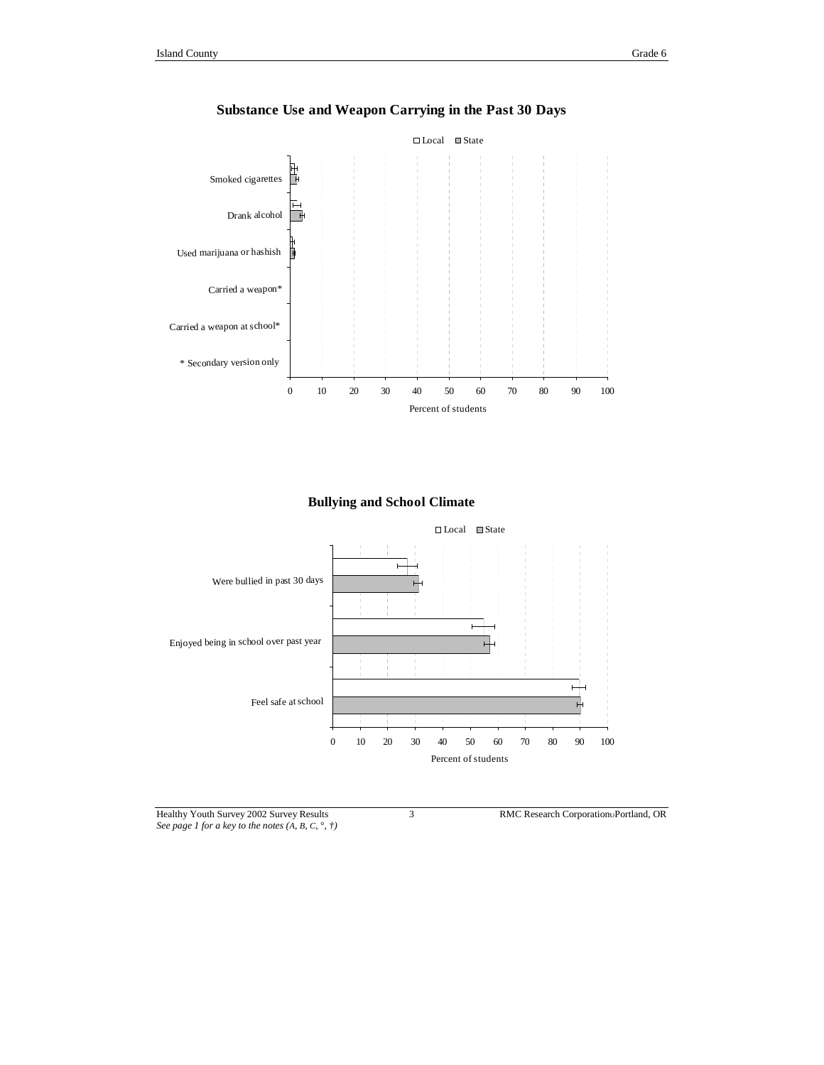## Substance Use and Weapon Carrying in the Past 30 Days

□ Local ■ State

- Smoked cigarettes
- Drank alcohol
- Used marijuana or hashish
- Carried a weapon*
- Carried a weapon at school*
- * Secondary version only

0 10 20 30 40 50 60 70 80 90 100

Percent of students

## Bullying and School Climate

□ Local ■ State

- Were bullied in past 30 days
- Enjoyed being in school over past year
- Feel safe at school

0 10 20 30 40 50 60 70 80 90 100

Percent of students

*See page 1 for a key to the notes (A, B, C, °, †)*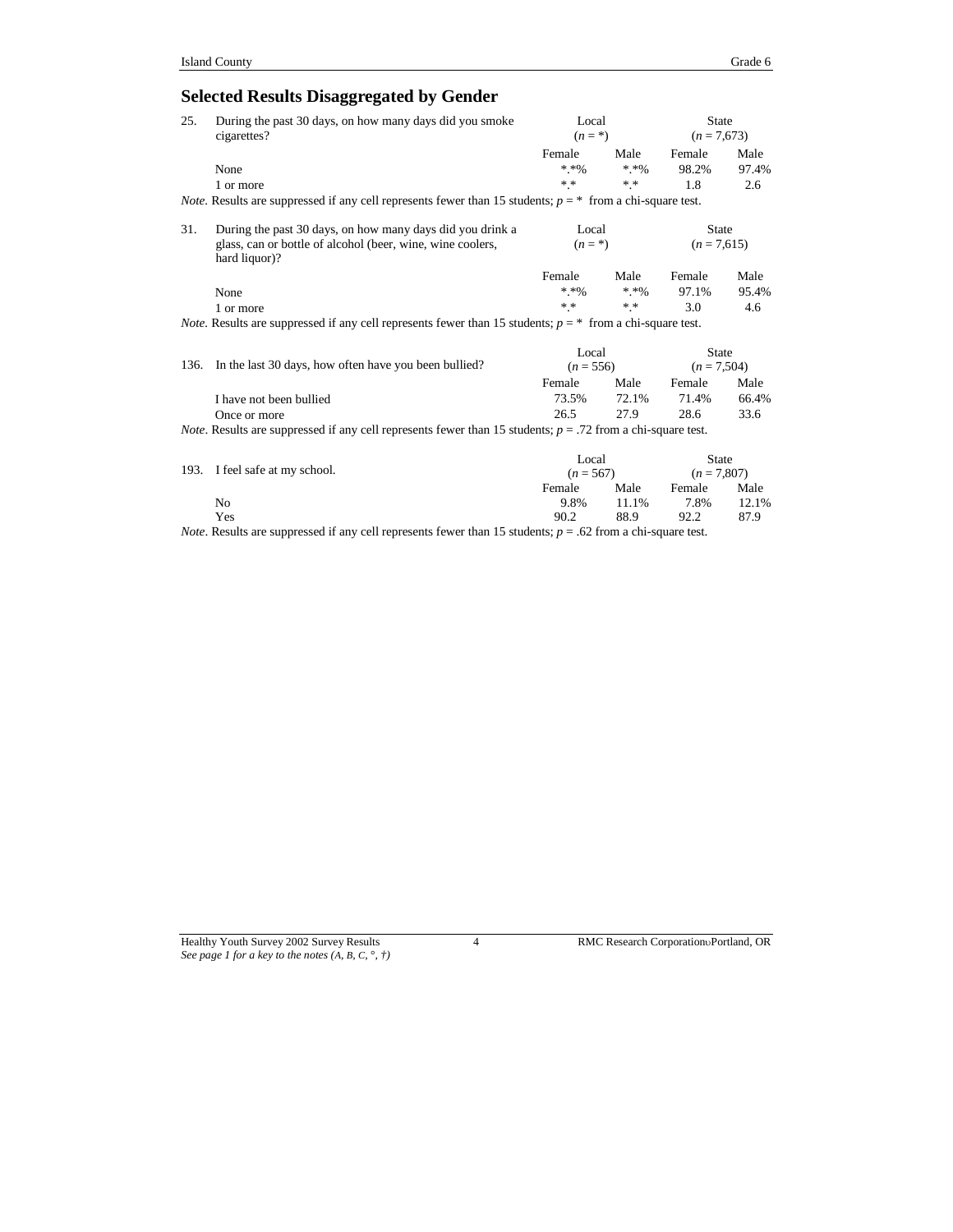## Selected Results Disaggregated by Gender

| 25. During the past 30 days, on how many days did you smoke cigarettes? | Local ($n$ = *) | | State ($n$ = 7,673) | |
|---|---|---|---|---|
| | Female | Male | Female | Male |
| None | *.*% | *.*% | 98.2% | 97.4% |
| 1 or more | *.* | *.* | 1.8 | 2.6 |

*Note*. Results are suppressed if any cell represents fewer than 15 students; $p$ = * from a chi-square test.

| 31. During the past 30 days, on how many days did you drink a glass, can or bottle of alcohol (beer, wine, wine coolers, hard liquor)? | Local ($n$ = *) | | State ($n$ = 7,615) | |
|---|---|---|---|---|
| | Female | Male | Female | Male |
| None | *.*% | *.*% | 97.1% | 95.4% |
| 1 or more | *.* | *.* | 3.0 | 4.6 |

*Note*. Results are suppressed if any cell represents fewer than 15 students; $p$ = * from a chi-square test.

| 136. In the last 30 days, how often have you been bullied? | Local ($n$ = 556) | | State ($n$ = 7,504) | |
|---|---|---|---|---|
| | Female | Male | Female | Male |
| I have not been bullied | 73.5% | 72.1% | 71.4% | 66.4% |
| Once or more | 26.5 | 27.9 | 28.6 | 33.6 |

*Note*. Results are suppressed if any cell represents fewer than 15 students; $p$ = .72 from a chi-square test.

| 193. I feel safe at my school. | Local ($n$ = 567) | | State ($n$ = 7,807) | |
|---|---|---|---|---|
| | Female | Male | Female | Male |
| No | 9.8% | 11.1% | 7.8% | 12.1% |
| Yes | 90.2 | 88.9 | 92.2 | 87.9 |

*Note*. Results are suppressed if any cell represents fewer than 15 students; $p$ = .62 from a chi-square test.

*See page 1 for a key to the notes (A, B, C, °, †)*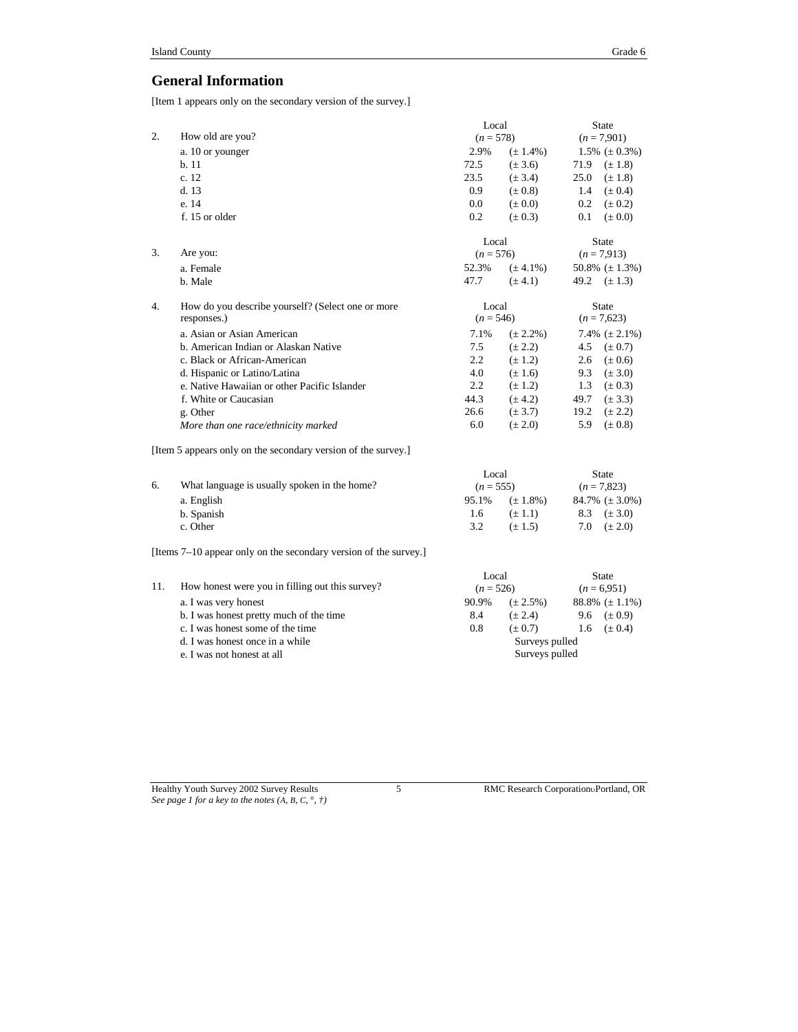## General Information

[Item 1 appears only on the secondary version of the survey.]

| | | Local | | State | |
|---|---|---|---|---|---|
| 2. | How old are you? | ($n$ = 578) | | ($n$ = 7,901) | |
| | a. 10 or younger | 2.9% | (± 1.4%) | 1.5% | (± 0.3%) |
| | b. 11 | 72.5 | (± 3.6) | 71.9 | (± 1.8) |
| | c. 12 | 23.5 | (± 3.4) | 25.0 | (± 1.8) |
| | d. 13 | 0.9 | (± 0.8) | 1.4 | (± 0.4) |
| | e. 14 | 0.0 | (± 0.0) | 0.2 | (± 0.2) |
| | f. 15 or older | 0.2 | (± 0.3) | 0.1 | (± 0.0) |

| | | Local | | State | |
|---|---|---|---|---|---|
| 3. | Are you: | ($n$ = 576) | | ($n$ = 7,913) | |
| | a. Female | 52.3% | (± 4.1%) | 50.8% | (± 1.3%) |
| | b. Male | 47.7 | (± 4.1) | 49.2 | (± 1.3) |

| | | Local | | State | |
|---|---|---|---|---|---|
| 4. | How do you describe yourself? (Select one or more responses.) | ($n$ = 546) | | ($n$ = 7,623) | |
| | a. Asian or Asian American | 7.1% | (± 2.2%) | 7.4% | (± 2.1%) |
| | b. American Indian or Alaskan Native | 7.5 | (± 2.2) | 4.5 | (± 0.7) |
| | c. Black or African-American | 2.2 | (± 1.2) | 2.6 | (± 0.6) |
| | d. Hispanic or Latino/Latina | 4.0 | (± 1.6) | 9.3 | (± 3.0) |
| | e. Native Hawaiian or other Pacific Islander | 2.2 | (± 1.2) | 1.3 | (± 0.3) |
| | f. White or Caucasian | 44.3 | (± 4.2) | 49.7 | (± 3.3) |
| | g. Other | 26.6 | (± 3.7) | 19.2 | (± 2.2) |
| | *More than one race/ethnicity marked* | 6.0 | (± 2.0) | 5.9 | (± 0.8) |

[Item 5 appears only on the secondary version of the survey.]

| | | Local | | State | |
|---|---|---|---|---|---|
| 6. | What language is usually spoken in the home? | ($n$ = 555) | | ($n$ = 7,823) | |
| | a. English | 95.1% | (± 1.8%) | 84.7% | (± 3.0%) |
| | b. Spanish | 1.6 | (± 1.1) | 8.3 | (± 3.0) |
| | c. Other | 3.2 | (± 1.5) | 7.0 | (± 2.0) |

[Items 7–10 appear only on the secondary version of the survey.]

| | | Local | | State | |
|---|---|---|---|---|---|
| 11. | How honest were you in filling out this survey? | ($n$ = 526) | | ($n$ = 6,951) | |
| | a. I was very honest | 90.9% | (± 2.5%) | 88.8% | (± 1.1%) |
| | b. I was honest pretty much of the time | 8.4 | (± 2.4) | 9.6 | (± 0.9) |
| | c. I was honest some of the time | 0.8 | (± 0.7) | 1.6 | (± 0.4) |
| | d. I was honest once in a while | Surveys pulled | | | |
| | e. I was not honest at all | Surveys pulled | | | |

*See page 1 for a key to the notes (A, B, C, °, †)*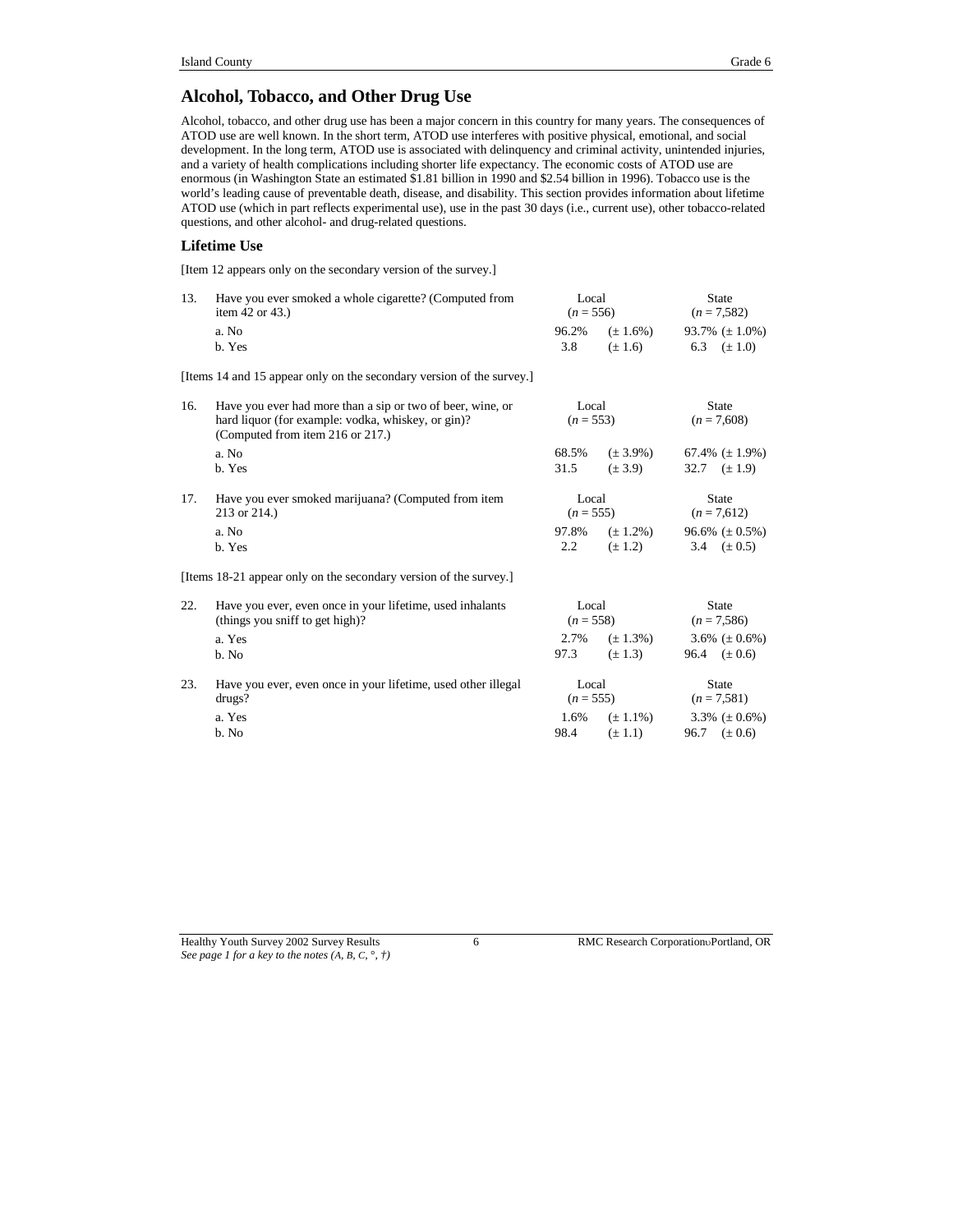## Alcohol, Tobacco, and Other Drug Use

Alcohol, tobacco, and other drug use has been a major concern in this country for many years. The consequences of ATOD use are well known. In the short term, ATOD use interferes with positive physical, emotional, and social development. In the long term, ATOD use is associated with delinquency and criminal activity, unintended injuries, and a variety of health complications including shorter life expectancy. The economic costs of ATOD use are enormous (in Washington State an estimated $1.81 billion in 1990 and $2.54 billion in 1996). Tobacco use is the world's leading cause of preventable death, disease, and disability. This section provides information about lifetime ATOD use (which in part reflects experimental use), use in the past 30 days (i.e., current use), other tobacco-related questions, and other alcohol- and drug-related questions.

### Lifetime Use

[Item 12 appears only on the secondary version of the survey.]

| | | Local | | State |
|---|---|---|---|---|
| 13. | Have you ever smoked a whole cigarette? (Computed from item 42 or 43.) | (*n* = 556) | | (*n* = 7,582) |
| | a. No | 96.2% | (± 1.6%) | 93.7% (± 1.0%) |
| | b. Yes | 3.8 | (± 1.6) | 6.3 (± 1.0) |

[Items 14 and 15 appear only on the secondary version of the survey.]

| | | Local | | State |
|---|---|---|---|---|
| 16. | Have you ever had more than a sip or two of beer, wine, or hard liquor (for example: vodka, whiskey, or gin)? (Computed from item 216 or 217.) | (*n* = 553) | | (*n* = 7,608) |
| | a. No | 68.5% | (± 3.9%) | 67.4% (± 1.9%) |
| | b. Yes | 31.5 | (± 3.9) | 32.7 (± 1.9) |
| 17. | Have you ever smoked marijuana? (Computed from item 213 or 214.) | (*n* = 555) | | (*n* = 7,612) |
| | a. No | 97.8% | (± 1.2%) | 96.6% (± 0.5%) |
| | b. Yes | 2.2 | (± 1.2) | 3.4 (± 0.5) |

[Items 18-21 appear only on the secondary version of the survey.]

| | | Local | | State |
|---|---|---|---|---|
| 22. | Have you ever, even once in your lifetime, used inhalants (things you sniff to get high)? | (*n* = 558) | | (*n* = 7,586) |
| | a. Yes | 2.7% | (± 1.3%) | 3.6% (± 0.6%) |
| | b. No | 97.3 | (± 1.3) | 96.4 (± 0.6) |
| 23. | Have you ever, even once in your lifetime, used other illegal drugs? | (*n* = 555) | | (*n* = 7,581) |
| | a. Yes | 1.6% | (± 1.1%) | 3.3% (± 0.6%) |
| | b. No | 98.4 | (± 1.1) | 96.7 (± 0.6) |

*See page 1 for a key to the notes (A, B, C, °, †)*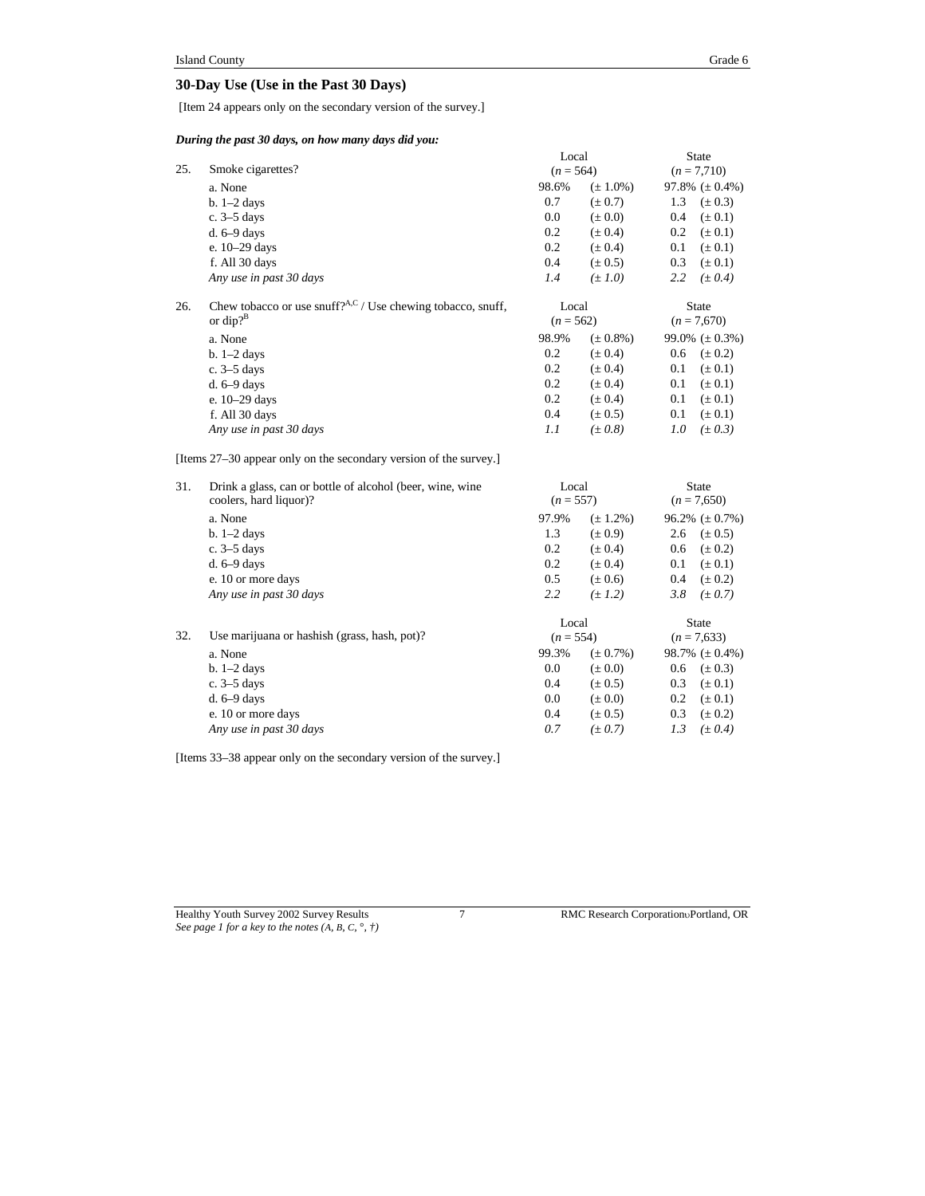## 30-Day Use (Use in the Past 30 Days)

[Item 24 appears only on the secondary version of the survey.]

***During the past 30 days, on how many days did you:***

| | | Local | | State | |
|---|---|---|---|---|---|
| 25. | Smoke cigarettes? | (*n* = 564) | | (*n* = 7,710) | |
| | a. None | 98.6% | (± 1.0%) | 97.8% | (± 0.4%) |
| | b. 1–2 days | 0.7 | (± 0.7) | 1.3 | (± 0.3) |
| | c. 3–5 days | 0.0 | (± 0.0) | 0.4 | (± 0.1) |
| | d. 6–9 days | 0.2 | (± 0.4) | 0.2 | (± 0.1) |
| | e. 10–29 days | 0.2 | (± 0.4) | 0.1 | (± 0.1) |
| | f. All 30 days | 0.4 | (± 0.5) | 0.3 | (± 0.1) |
| | *Any use in past 30 days* | *1.4* | *(± 1.0)* | *2.2* | *(± 0.4)* |

| | | Local | | State | |
|---|---|---|---|---|---|
| 26. | Chew tobacco or use snuff?[A,C] / Use chewing tobacco, snuff, or dip?[B] | (*n* = 562) | | (*n* = 7,670) | |
| | a. None | 98.9% | (± 0.8%) | 99.0% | (± 0.3%) |
| | b. 1–2 days | 0.2 | (± 0.4) | 0.6 | (± 0.2) |
| | c. 3–5 days | 0.2 | (± 0.4) | 0.1 | (± 0.1) |
| | d. 6–9 days | 0.2 | (± 0.4) | 0.1 | (± 0.1) |
| | e. 10–29 days | 0.2 | (± 0.4) | 0.1 | (± 0.1) |
| | f. All 30 days | 0.4 | (± 0.5) | 0.1 | (± 0.1) |
| | *Any use in past 30 days* | *1.1* | *(± 0.8)* | *1.0* | *(± 0.3)* |

[Items 27–30 appear only on the secondary version of the survey.]

| | | Local | | State | |
|---|---|---|---|---|---|
| 31. | Drink a glass, can or bottle of alcohol (beer, wine, wine coolers, hard liquor)? | (*n* = 557) | | (*n* = 7,650) | |
| | a. None | 97.9% | (± 1.2%) | 96.2% | (± 0.7%) |
| | b. 1–2 days | 1.3 | (± 0.9) | 2.6 | (± 0.5) |
| | c. 3–5 days | 0.2 | (± 0.4) | 0.6 | (± 0.2) |
| | d. 6–9 days | 0.2 | (± 0.4) | 0.1 | (± 0.1) |
| | e. 10 or more days | 0.5 | (± 0.6) | 0.4 | (± 0.2) |
| | *Any use in past 30 days* | *2.2* | *(± 1.2)* | *3.8* | *(± 0.7)* |

| | | Local | | State | |
|---|---|---|---|---|---|
| 32. | Use marijuana or hashish (grass, hash, pot)? | (*n* = 554) | | (*n* = 7,633) | |
| | a. None | 99.3% | (± 0.7%) | 98.7% | (± 0.4%) |
| | b. 1–2 days | 0.0 | (± 0.0) | 0.6 | (± 0.3) |
| | c. 3–5 days | 0.4 | (± 0.5) | 0.3 | (± 0.1) |
| | d. 6–9 days | 0.0 | (± 0.0) | 0.2 | (± 0.1) |
| | e. 10 or more days | 0.4 | (± 0.5) | 0.3 | (± 0.2) |
| | *Any use in past 30 days* | *0.7* | *(± 0.7)* | *1.3* | *(± 0.4)* |

[Items 33–38 appear only on the secondary version of the survey.]

*See page 1 for a key to the notes (A, B, C, °, †)*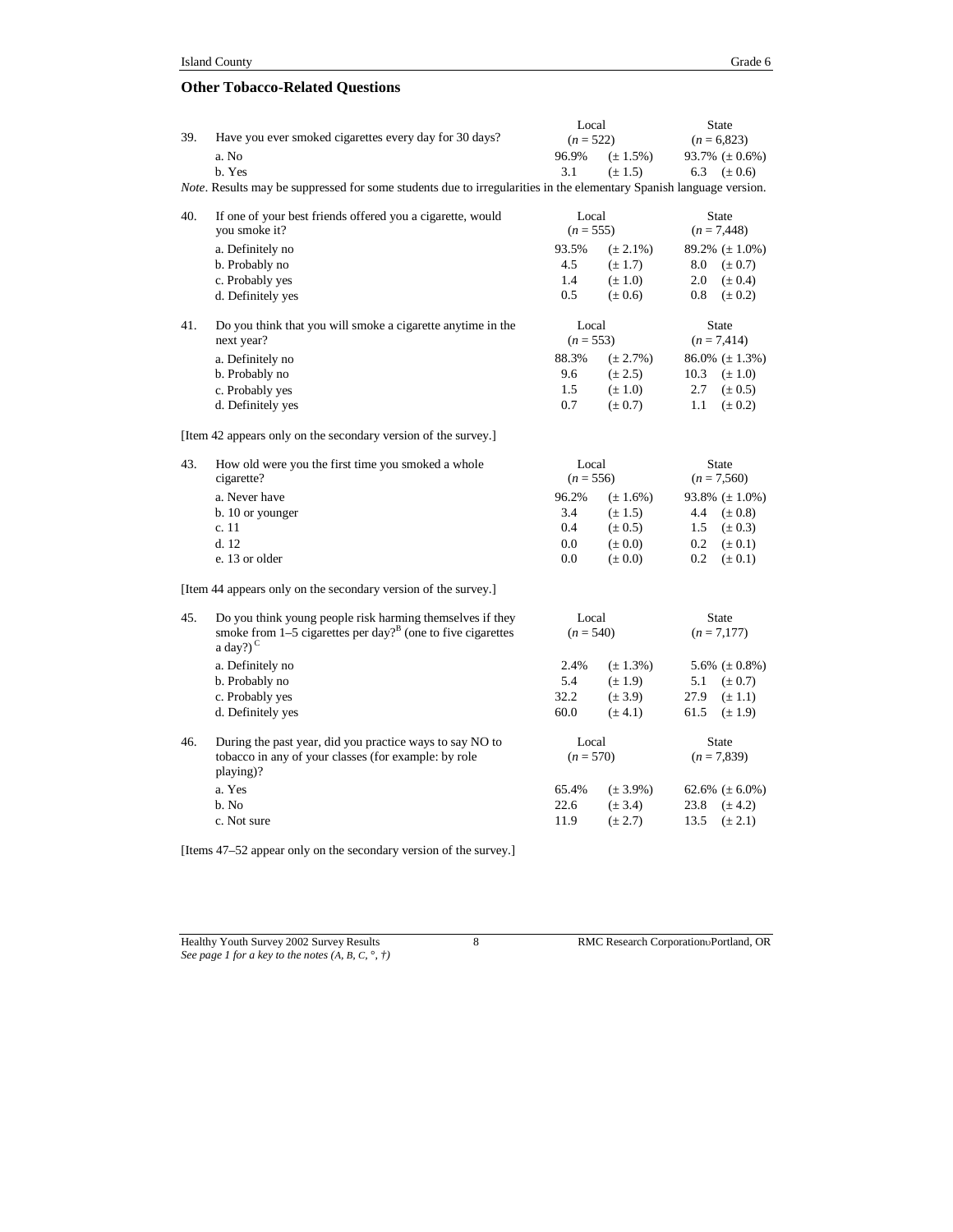## Other Tobacco-Related Questions

| | | Local | | State | |
|---|---|---|---|---|---|
| 39. | Have you ever smoked cigarettes every day for 30 days? | (*n* = 522) | | (*n* = 6,823) | |
| | a. No | 96.9% | (± 1.5%) | 93.7% | (± 0.6%) |
| | b. Yes | 3.1 | (± 1.5) | 6.3 | (± 0.6) |

*Note*. Results may be suppressed for some students due to irregularities in the elementary Spanish language version.

| | | Local | | State | |
|---|---|---|---|---|---|
| 40. | If one of your best friends offered you a cigarette, would you smoke it? | (*n* = 555) | | (*n* = 7,448) | |
| | a. Definitely no | 93.5% | (± 2.1%) | 89.2% | (± 1.0%) |
| | b. Probably no | 4.5 | (± 1.7) | 8.0 | (± 0.7) |
| | c. Probably yes | 1.4 | (± 1.0) | 2.0 | (± 0.4) |
| | d. Definitely yes | 0.5 | (± 0.6) | 0.8 | (± 0.2) |

| | | Local | | State | |
|---|---|---|---|---|---|
| 41. | Do you think that you will smoke a cigarette anytime in the next year? | (*n* = 553) | | (*n* = 7,414) | |
| | a. Definitely no | 88.3% | (± 2.7%) | 86.0% | (± 1.3%) |
| | b. Probably no | 9.6 | (± 2.5) | 10.3 | (± 1.0) |
| | c. Probably yes | 1.5 | (± 1.0) | 2.7 | (± 0.5) |
| | d. Definitely yes | 0.7 | (± 0.7) | 1.1 | (± 0.2) |

[Item 42 appears only on the secondary version of the survey.]

| | | Local | | State | |
|---|---|---|---|---|---|
| 43. | How old were you the first time you smoked a whole cigarette? | (*n* = 556) | | (*n* = 7,560) | |
| | a. Never have | 96.2% | (± 1.6%) | 93.8% | (± 1.0%) |
| | b. 10 or younger | 3.4 | (± 1.5) | 4.4 | (± 0.8) |
| | c. 11 | 0.4 | (± 0.5) | 1.5 | (± 0.3) |
| | d. 12 | 0.0 | (± 0.0) | 0.2 | (± 0.1) |
| | e. 13 or older | 0.0 | (± 0.0) | 0.2 | (± 0.1) |

[Item 44 appears only on the secondary version of the survey.]

| | | Local | | State | |
|---|---|---|---|---|---|
| 45. | Do you think young people risk harming themselves if they smoke from 1–5 cigarettes per day?[B] (one to five cigarettes a day?)[C] | (*n* = 540) | | (*n* = 7,177) | |
| | a. Definitely no | 2.4% | (± 1.3%) | 5.6% | (± 0.8%) |
| | b. Probably no | 5.4 | (± 1.9) | 5.1 | (± 0.7) |
| | c. Probably yes | 32.2 | (± 3.9) | 27.9 | (± 1.1) |
| | d. Definitely yes | 60.0 | (± 4.1) | 61.5 | (± 1.9) |

| | | Local | | State | |
|---|---|---|---|---|---|
| 46. | During the past year, did you practice ways to say NO to tobacco in any of your classes (for example: by role playing)? | (*n* = 570) | | (*n* = 7,839) | |
| | a. Yes | 65.4% | (± 3.9%) | 62.6% | (± 6.0%) |
| | b. No | 22.6 | (± 3.4) | 23.8 | (± 4.2) |
| | c. Not sure | 11.9 | (± 2.7) | 13.5 | (± 2.1) |

[Items 47–52 appear only on the secondary version of the survey.]

*See page 1 for a key to the notes (A, B, C, °, †)*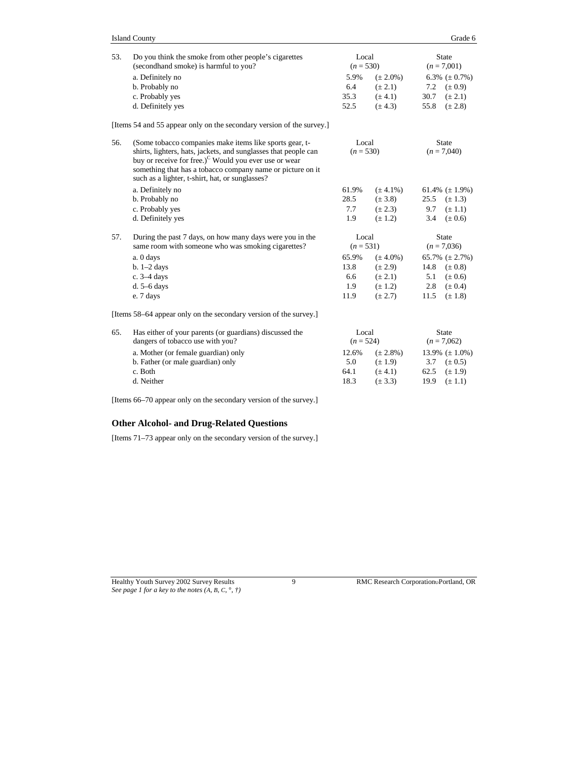| 53. | Do you think the smoke from other people's cigarettes (secondhand smoke) is harmful to you? | Local ($n$ = 530) | | State ($n$ = 7,001) | |
|---|---|---|---|---|---|
| | a. Definitely no | 5.9% | (± 2.0%) | 6.3% | (± 0.7%) |
| | b. Probably no | 6.4 | (± 2.1) | 7.2 | (± 0.9) |
| | c. Probably yes | 35.3 | (± 4.1) | 30.7 | (± 2.1) |
| | d. Definitely yes | 52.5 | (± 4.3) | 55.8 | (± 2.8) |

[Items 54 and 55 appear only on the secondary version of the survey.]

| 56. | (Some tobacco companies make items like sports gear, t-shirts, lighters, hats, jackets, and sunglasses that people can buy or receive for free.)[C] Would you ever use or wear something that has a tobacco company name or picture on it such as a lighter, t-shirt, hat, or sunglasses? | Local ($n$ = 530) | | State ($n$ = 7,040) | |
|---|---|---|---|---|---|
| | a. Definitely no | 61.9% | (± 4.1%) | 61.4% | (± 1.9%) |
| | b. Probably no | 28.5 | (± 3.8) | 25.5 | (± 1.3) |
| | c. Probably yes | 7.7 | (± 2.3) | 9.7 | (± 1.1) |
| | d. Definitely yes | 1.9 | (± 1.2) | 3.4 | (± 0.6) |

| 57. | During the past 7 days, on how many days were you in the same room with someone who was smoking cigarettes? | Local ($n$ = 531) | | State ($n$ = 7,036) | |
|---|---|---|---|---|---|
| | a. 0 days | 65.9% | (± 4.0%) | 65.7% | (± 2.7%) |
| | b. 1–2 days | 13.8 | (± 2.9) | 14.8 | (± 0.8) |
| | c. 3–4 days | 6.6 | (± 2.1) | 5.1 | (± 0.6) |
| | d. 5–6 days | 1.9 | (± 1.2) | 2.8 | (± 0.4) |
| | e. 7 days | 11.9 | (± 2.7) | 11.5 | (± 1.8) |

[Items 58–64 appear only on the secondary version of the survey.]

| 65. | Has either of your parents (or guardians) discussed the dangers of tobacco use with you? | Local ($n$ = 524) | | State ($n$ = 7,062) | |
|---|---|---|---|---|---|
| | a. Mother (or female guardian) only | 12.6% | (± 2.8%) | 13.9% | (± 1.0%) |
| | b. Father (or male guardian) only | 5.0 | (± 1.9) | 3.7 | (± 0.5) |
| | c. Both | 64.1 | (± 4.1) | 62.5 | (± 1.9) |
| | d. Neither | 18.3 | (± 3.3) | 19.9 | (± 1.1) |

[Items 66–70 appear only on the secondary version of the survey.]

## Other Alcohol- and Drug-Related Questions

[Items 71–73 appear only on the secondary version of the survey.]

*See page 1 for a key to the notes (A, B, C, °, †)*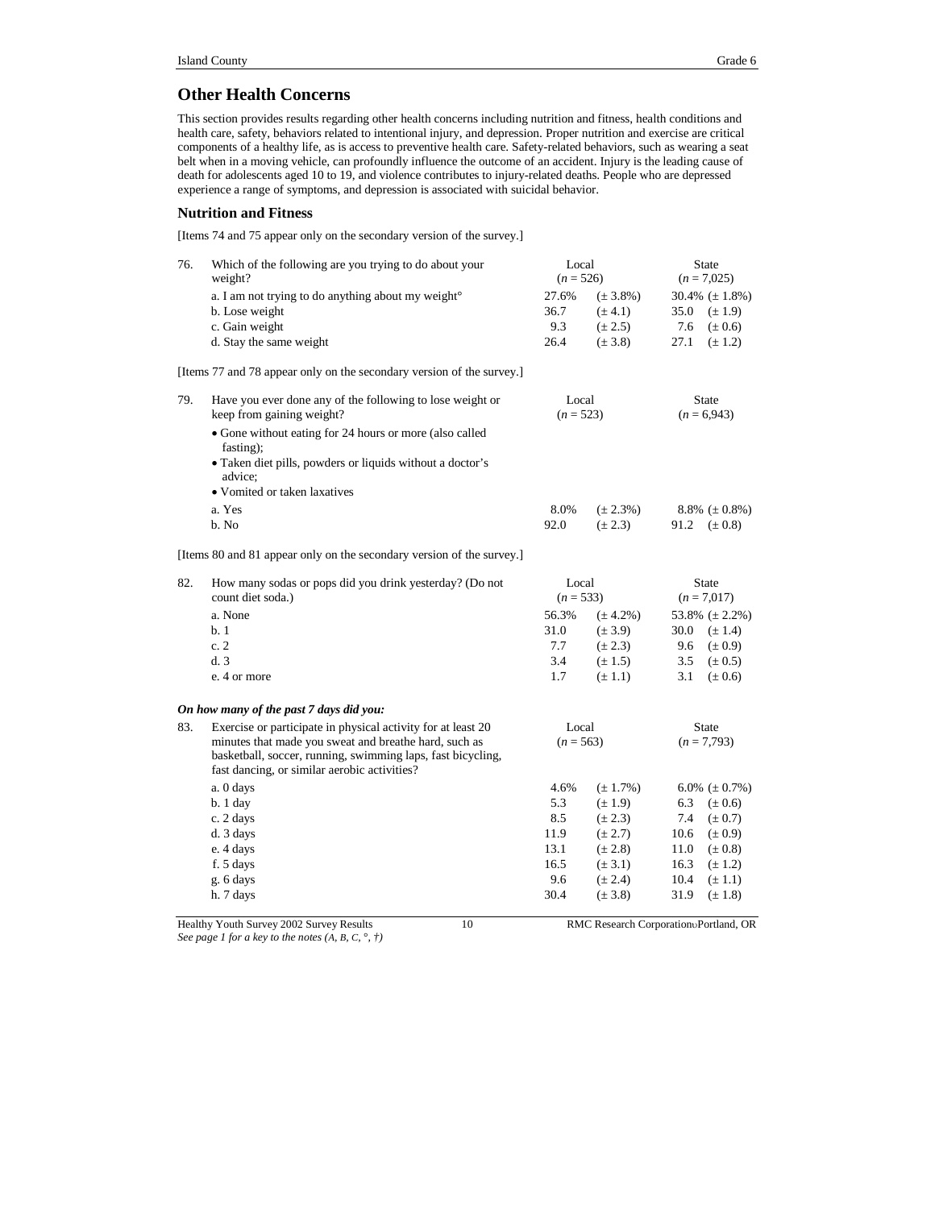## Other Health Concerns

This section provides results regarding other health concerns including nutrition and fitness, health conditions and health care, safety, behaviors related to intentional injury, and depression. Proper nutrition and exercise are critical components of a healthy life, as is access to preventive health care. Safety-related behaviors, such as wearing a seat belt when in a moving vehicle, can profoundly influence the outcome of an accident. Injury is the leading cause of death for adolescents aged 10 to 19, and violence contributes to injury-related deaths. People who are depressed experience a range of symptoms, and depression is associated with suicidal behavior.

### Nutrition and Fitness

[Items 74 and 75 appear only on the secondary version of the survey.]

| 76. | Which of the following are you trying to do about your weight? | Local (*n* = 526) | | State (*n* = 7,025) | |
|---|---|---|---|---|---|
| | a. I am not trying to do anything about my weight° | 27.6% | (± 3.8%) | 30.4% | (± 1.8%) |
| | b. Lose weight | 36.7 | (± 4.1) | 35.0 | (± 1.9) |
| | c. Gain weight | 9.3 | (± 2.5) | 7.6 | (± 0.6) |
| | d. Stay the same weight | 26.4 | (± 3.8) | 27.1 | (± 1.2) |

[Items 77 and 78 appear only on the secondary version of the survey.]

| 79. | Have you ever done any of the following to lose weight or keep from gaining weight?<br>• Gone without eating for 24 hours or more (also called fasting);<br>• Taken diet pills, powders or liquids without a doctor's advice;<br>• Vomited or taken laxatives | Local (*n* = 523) | | State (*n* = 6,943) | |
|---|---|---|---|---|---|
| | a. Yes | 8.0% | (± 2.3%) | 8.8% | (± 0.8%) |
| | b. No | 92.0 | (± 2.3) | 91.2 | (± 0.8) |

[Items 80 and 81 appear only on the secondary version of the survey.]

| 82. | How many sodas or pops did you drink yesterday? (Do not count diet soda.) | Local (*n* = 533) | | State (*n* = 7,017) | |
|---|---|---|---|---|---|
| | a. None | 56.3% | (± 4.2%) | 53.8% | (± 2.2%) |
| | b. 1 | 31.0 | (± 3.9) | 30.0 | (± 1.4) |
| | c. 2 | 7.7 | (± 2.3) | 9.6 | (± 0.9) |
| | d. 3 | 3.4 | (± 1.5) | 3.5 | (± 0.5) |
| | e. 4 or more | 1.7 | (± 1.1) | 3.1 | (± 0.6) |

***On how many of the past 7 days did you:***

| 83. | Exercise or participate in physical activity for at least 20 minutes that made you sweat and breathe hard, such as basketball, soccer, running, swimming laps, fast bicycling, fast dancing, or similar aerobic activities? | Local (*n* = 563) | | State (*n* = 7,793) | |
|---|---|---|---|---|---|
| | a. 0 days | 4.6% | (± 1.7%) | 6.0% | (± 0.7%) |
| | b. 1 day | 5.3 | (± 1.9) | 6.3 | (± 0.6) |
| | c. 2 days | 8.5 | (± 2.3) | 7.4 | (± 0.7) |
| | d. 3 days | 11.9 | (± 2.7) | 10.6 | (± 0.9) |
| | e. 4 days | 13.1 | (± 2.8) | 11.0 | (± 0.8) |
| | f. 5 days | 16.5 | (± 3.1) | 16.3 | (± 1.2) |
| | g. 6 days | 9.6 | (± 2.4) | 10.4 | (± 1.1) |
| | h. 7 days | 30.4 | (± 3.8) | 31.9 | (± 1.8) |

*See page 1 for a key to the notes (A, B, C, °, †)*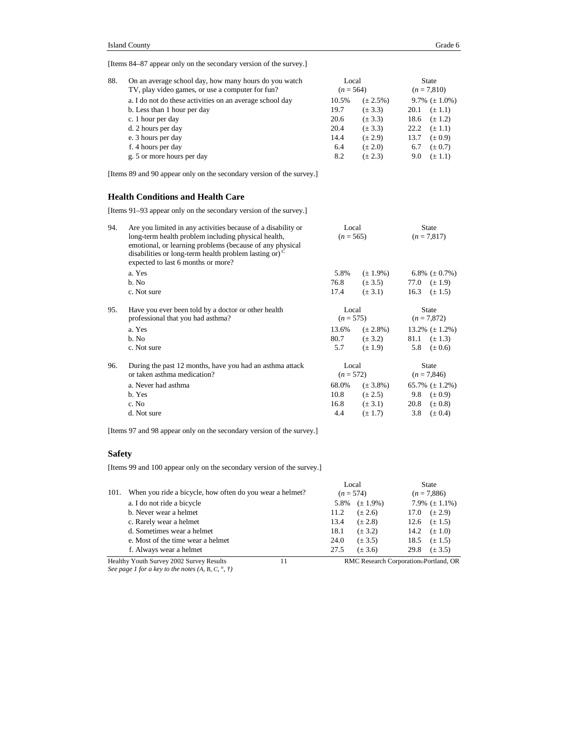[Items 84–87 appear only on the secondary version of the survey.]

| 88. On an average school day, how many hours do you watch TV, play video games, or use a computer for fun? | Local (*n* = 564) | | State (*n* = 7,810) | |
|---|---|---|---|---|
| a. I do not do these activities on an average school day | 10.5% | (± 2.5%) | 9.7% | (± 1.0%) |
| b. Less than 1 hour per day | 19.7 | (± 3.3) | 20.1 | (± 1.1) |
| c. 1 hour per day | 20.6 | (± 3.3) | 18.6 | (± 1.2) |
| d. 2 hours per day | 20.4 | (± 3.3) | 22.2 | (± 1.1) |
| e. 3 hours per day | 14.4 | (± 2.9) | 13.7 | (± 0.9) |
| f. 4 hours per day | 6.4 | (± 2.0) | 6.7 | (± 0.7) |
| g. 5 or more hours per day | 8.2 | (± 2.3) | 9.0 | (± 1.1) |

[Items 89 and 90 appear only on the secondary version of the survey.]

## Health Conditions and Health Care

[Items 91–93 appear only on the secondary version of the survey.]

| 94. Are you limited in any activities because of a disability or long-term health problem including physical health, emotional, or learning problems (because of any physical disabilities or long-term health problem lasting or) [C] expected to last 6 months or more? | Local (*n* = 565) | | State (*n* = 7,817) | |
|---|---|---|---|---|
| a. Yes | 5.8% | (± 1.9%) | 6.8% | (± 0.7%) |
| b. No | 76.8 | (± 3.5) | 77.0 | (± 1.9) |
| c. Not sure | 17.4 | (± 3.1) | 16.3 | (± 1.5) |

| 95. Have you ever been told by a doctor or other health professional that you had asthma? | Local (*n* = 575) | | State (*n* = 7,872) | |
|---|---|---|---|---|
| a. Yes | 13.6% | (± 2.8%) | 13.2% | (± 1.2%) |
| b. No | 80.7 | (± 3.2) | 81.1 | (± 1.3) |
| c. Not sure | 5.7 | (± 1.9) | 5.8 | (± 0.6) |

| 96. During the past 12 months, have you had an asthma attack or taken asthma medication? | Local (*n* = 572) | | State (*n* = 7,846) | |
|---|---|---|---|---|
| a. Never had asthma | 68.0% | (± 3.8%) | 65.7% | (± 1.2%) |
| b. Yes | 10.8 | (± 2.5) | 9.8 | (± 0.9) |
| c. No | 16.8 | (± 3.1) | 20.8 | (± 0.8) |
| d. Not sure | 4.4 | (± 1.7) | 3.8 | (± 0.4) |

[Items 97 and 98 appear only on the secondary version of the survey.]

## Safety

[Items 99 and 100 appear only on the secondary version of the survey.]

| 101. When you ride a bicycle, how often do you wear a helmet? | Local (*n* = 574) | | State (*n* = 7,886) | |
|---|---|---|---|---|
| a. I do not ride a bicycle | 5.8% | (± 1.9%) | 7.9% | (± 1.1%) |
| b. Never wear a helmet | 11.2 | (± 2.6) | 17.0 | (± 2.9) |
| c. Rarely wear a helmet | 13.4 | (± 2.8) | 12.6 | (± 1.5) |
| d. Sometimes wear a helmet | 18.1 | (± 3.2) | 14.2 | (± 1.0) |
| e. Most of the time wear a helmet | 24.0 | (± 3.5) | 18.5 | (± 1.5) |
| f. Always wear a helmet | 27.5 | (± 3.6) | 29.8 | (± 3.5) |

*See page 1 for a key to the notes (A, B, C, °, †)*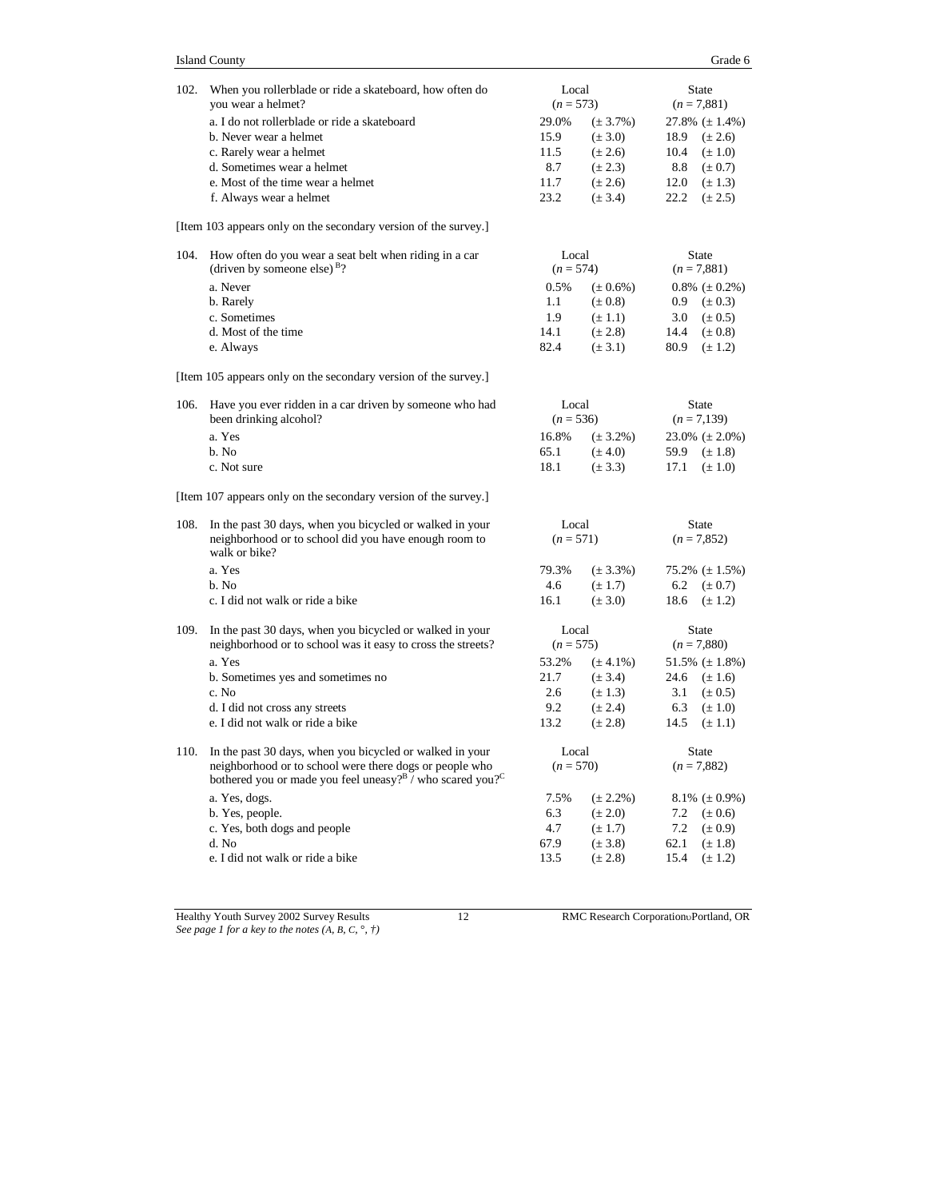| 102. When you rollerblade or ride a skateboard, how often do you wear a helmet? | Local (*n* = 573) | | State (*n* = 7,881) | |
|---|---|---|---|---|
| a. I do not rollerblade or ride a skateboard | 29.0% | (± 3.7%) | 27.8% | (± 1.4%) |
| b. Never wear a helmet | 15.9 | (± 3.0) | 18.9 | (± 2.6) |
| c. Rarely wear a helmet | 11.5 | (± 2.6) | 10.4 | (± 1.0) |
| d. Sometimes wear a helmet | 8.7 | (± 2.3) | 8.8 | (± 0.7) |
| e. Most of the time wear a helmet | 11.7 | (± 2.6) | 12.0 | (± 1.3) |
| f. Always wear a helmet | 23.2 | (± 3.4) | 22.2 | (± 2.5) |

[Item 103 appears only on the secondary version of the survey.]

| 104. How often do you wear a seat belt when riding in a car (driven by someone else) [B]? | Local (*n* = 574) | | State (*n* = 7,881) | |
|---|---|---|---|---|
| a. Never | 0.5% | (± 0.6%) | 0.8% | (± 0.2%) |
| b. Rarely | 1.1 | (± 0.8) | 0.9 | (± 0.3) |
| c. Sometimes | 1.9 | (± 1.1) | 3.0 | (± 0.5) |
| d. Most of the time | 14.1 | (± 2.8) | 14.4 | (± 0.8) |
| e. Always | 82.4 | (± 3.1) | 80.9 | (± 1.2) |

[Item 105 appears only on the secondary version of the survey.]

| 106. Have you ever ridden in a car driven by someone who had been drinking alcohol? | Local (*n* = 536) | | State (*n* = 7,139) | |
|---|---|---|---|---|
| a. Yes | 16.8% | (± 3.2%) | 23.0% | (± 2.0%) |
| b. No | 65.1 | (± 4.0) | 59.9 | (± 1.8) |
| c. Not sure | 18.1 | (± 3.3) | 17.1 | (± 1.0) |

[Item 107 appears only on the secondary version of the survey.]

| 108. In the past 30 days, when you bicycled or walked in your neighborhood or to school did you have enough room to walk or bike? | Local (*n* = 571) | | State (*n* = 7,852) | |
|---|---|---|---|---|
| a. Yes | 79.3% | (± 3.3%) | 75.2% | (± 1.5%) |
| b. No | 4.6 | (± 1.7) | 6.2 | (± 0.7) |
| c. I did not walk or ride a bike | 16.1 | (± 3.0) | 18.6 | (± 1.2) |

| 109. In the past 30 days, when you bicycled or walked in your neighborhood or to school was it easy to cross the streets? | Local (*n* = 575) | | State (*n* = 7,880) | |
|---|---|---|---|---|
| a. Yes | 53.2% | (± 4.1%) | 51.5% | (± 1.8%) |
| b. Sometimes yes and sometimes no | 21.7 | (± 3.4) | 24.6 | (± 1.6) |
| c. No | 2.6 | (± 1.3) | 3.1 | (± 0.5) |
| d. I did not cross any streets | 9.2 | (± 2.4) | 6.3 | (± 1.0) |
| e. I did not walk or ride a bike | 13.2 | (± 2.8) | 14.5 | (± 1.1) |

| 110. In the past 30 days, when you bicycled or walked in your neighborhood or to school were there dogs or people who bothered you or made you feel uneasy?[B] / who scared you?[C] | Local (*n* = 570) | | State (*n* = 7,882) | |
|---|---|---|---|---|
| a. Yes, dogs. | 7.5% | (± 2.2%) | 8.1% | (± 0.9%) |
| b. Yes, people. | 6.3 | (± 2.0) | 7.2 | (± 0.6) |
| c. Yes, both dogs and people | 4.7 | (± 1.7) | 7.2 | (± 0.9) |
| d. No | 67.9 | (± 3.8) | 62.1 | (± 1.8) |
| e. I did not walk or ride a bike | 13.5 | (± 2.8) | 15.4 | (± 1.2) |

*See page 1 for a key to the notes (A, B, C, °, †)*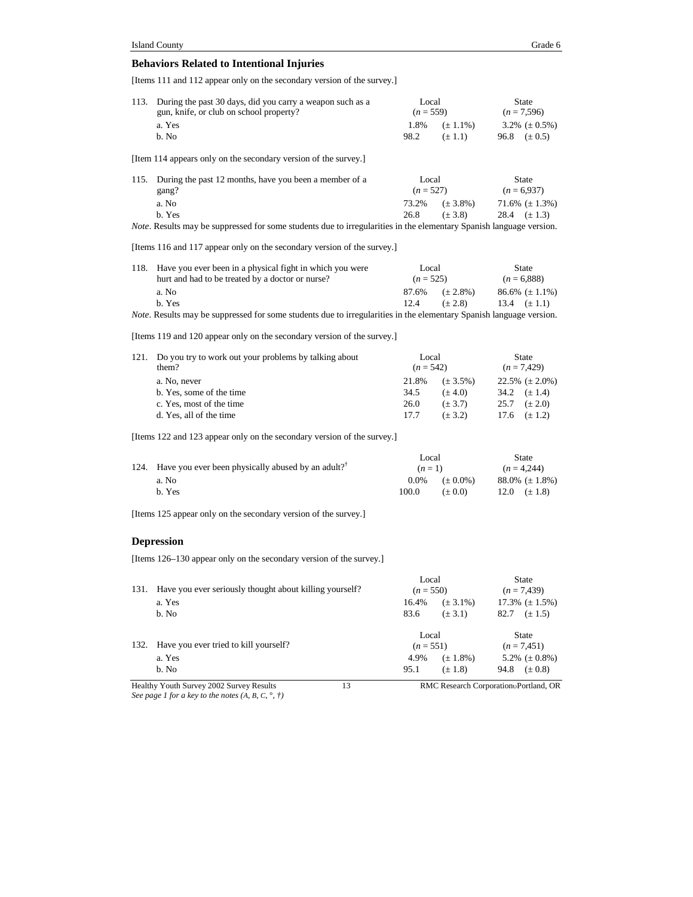## Behaviors Related to Intentional Injuries

[Items 111 and 112 appear only on the secondary version of the survey.]

| 113. During the past 30 days, did you carry a weapon such as a gun, knife, or club on school property? | Local ($n$ = 559) | | State ($n$ = 7,596) |
|---|---|---|---|
| a. Yes | 1.8% | (± 1.1%) | 3.2% (± 0.5%) |
| b. No | 98.2 | (± 1.1) | 96.8 (± 0.5) |

[Item 114 appears only on the secondary version of the survey.]

| 115. During the past 12 months, have you been a member of a gang? | Local ($n$ = 527) | | State ($n$ = 6,937) |
|---|---|---|---|
| a. No | 73.2% | (± 3.8%) | 71.6% (± 1.3%) |
| b. Yes | 26.8 | (± 3.8) | 28.4 (± 1.3) |

*Note*. Results may be suppressed for some students due to irregularities in the elementary Spanish language version.

[Items 116 and 117 appear only on the secondary version of the survey.]

| 118. Have you ever been in a physical fight in which you were hurt and had to be treated by a doctor or nurse? | Local ($n$ = 525) | | State ($n$ = 6,888) |
|---|---|---|---|
| a. No | 87.6% | (± 2.8%) | 86.6% (± 1.1%) |
| b. Yes | 12.4 | (± 2.8) | 13.4 (± 1.1) |

*Note*. Results may be suppressed for some students due to irregularities in the elementary Spanish language version.

[Items 119 and 120 appear only on the secondary version of the survey.]

| 121. Do you try to work out your problems by talking about them? | Local ($n$ = 542) | | State ($n$ = 7,429) |
|---|---|---|---|
| a. No, never | 21.8% | (± 3.5%) | 22.5% (± 2.0%) |
| b. Yes, some of the time | 34.5 | (± 4.0) | 34.2 (± 1.4) |
| c. Yes, most of the time | 26.0 | (± 3.7) | 25.7 (± 2.0) |
| d. Yes, all of the time | 17.7 | (± 3.2) | 17.6 (± 1.2) |

[Items 122 and 123 appear only on the secondary version of the survey.]

| 124. Have you ever been physically abused by an adult?† | Local ($n$ = 1) | | State ($n$ = 4,244) |
|---|---|---|---|
| a. No | 0.0% | (± 0.0%) | 88.0% (± 1.8%) |
| b. Yes | 100.0 | (± 0.0) | 12.0 (± 1.8) |

[Items 125 appear only on the secondary version of the survey.]

## Depression

[Items 126–130 appear only on the secondary version of the survey.]

| 131. Have you ever seriously thought about killing yourself? | Local ($n$ = 550) | | State ($n$ = 7,439) |
|---|---|---|---|
| a. Yes | 16.4% | (± 3.1%) | 17.3% (± 1.5%) |
| b. No | 83.6 | (± 3.1) | 82.7 (± 1.5) |

| 132. Have you ever tried to kill yourself? | Local ($n$ = 551) | | State ($n$ = 7,451) |
|---|---|---|---|
| a. Yes | 4.9% | (± 1.8%) | 5.2% (± 0.8%) |
| b. No | 95.1 | (± 1.8) | 94.8 (± 0.8) |

*See page 1 for a key to the notes (A, B, C, °, †)*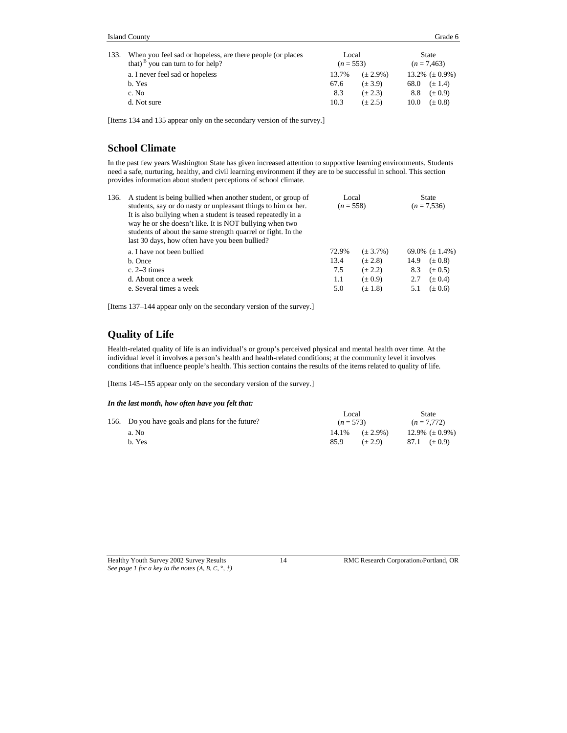| 133. When you feel sad or hopeless, are there people (or places that)[B] you can turn to for help? | Local ($n$ = 553) | | State ($n$ = 7,463) | |
|---|---|---|---|---|
| a. I never feel sad or hopeless | 13.7% | (± 2.9%) | 13.2% | (± 0.9%) |
| b. Yes | 67.6 | (± 3.9) | 68.0 | (± 1.4) |
| c. No | 8.3 | (± 2.3) | 8.8 | (± 0.9) |
| d. Not sure | 10.3 | (± 2.5) | 10.0 | (± 0.8) |

[Items 134 and 135 appear only on the secondary version of the survey.]

## School Climate

In the past few years Washington State has given increased attention to supportive learning environments. Students need a safe, nurturing, healthy, and civil learning environment if they are to be successful in school. This section provides information about student perceptions of school climate.

| 136. A student is being bullied when another student, or group of students, say or do nasty or unpleasant things to him or her. It is also bullying when a student is teased repeatedly in a way he or she doesn't like. It is NOT bullying when two students of about the same strength quarrel or fight. In the last 30 days, how often have you been bullied? | Local ($n$ = 558) | | State ($n$ = 7,536) | |
|---|---|---|---|---|
| a. I have not been bullied | 72.9% | (± 3.7%) | 69.0% | (± 1.4%) |
| b. Once | 13.4 | (± 2.8) | 14.9 | (± 0.8) |
| c. 2–3 times | 7.5 | (± 2.2) | 8.3 | (± 0.5) |
| d. About once a week | 1.1 | (± 0.9) | 2.7 | (± 0.4) |
| e. Several times a week | 5.0 | (± 1.8) | 5.1 | (± 0.6) |

[Items 137–144 appear only on the secondary version of the survey.]

## Quality of Life

Health-related quality of life is an individual's or group's perceived physical and mental health over time. At the individual level it involves a person's health and health-related conditions; at the community level it involves conditions that influence people's health. This section contains the results of the items related to quality of life.

[Items 145–155 appear only on the secondary version of the survey.]

***In the last month, how often have you felt that:***

| 156. Do you have goals and plans for the future? | Local ($n$ = 573) | | State ($n$ = 7,772) | |
|---|---|---|---|---|
| a. No | 14.1% | (± 2.9%) | 12.9% | (± 0.9%) |
| b. Yes | 85.9 | (± 2.9) | 87.1 | (± 0.9) |

*See page 1 for a key to the notes (A, B, C, °, †)*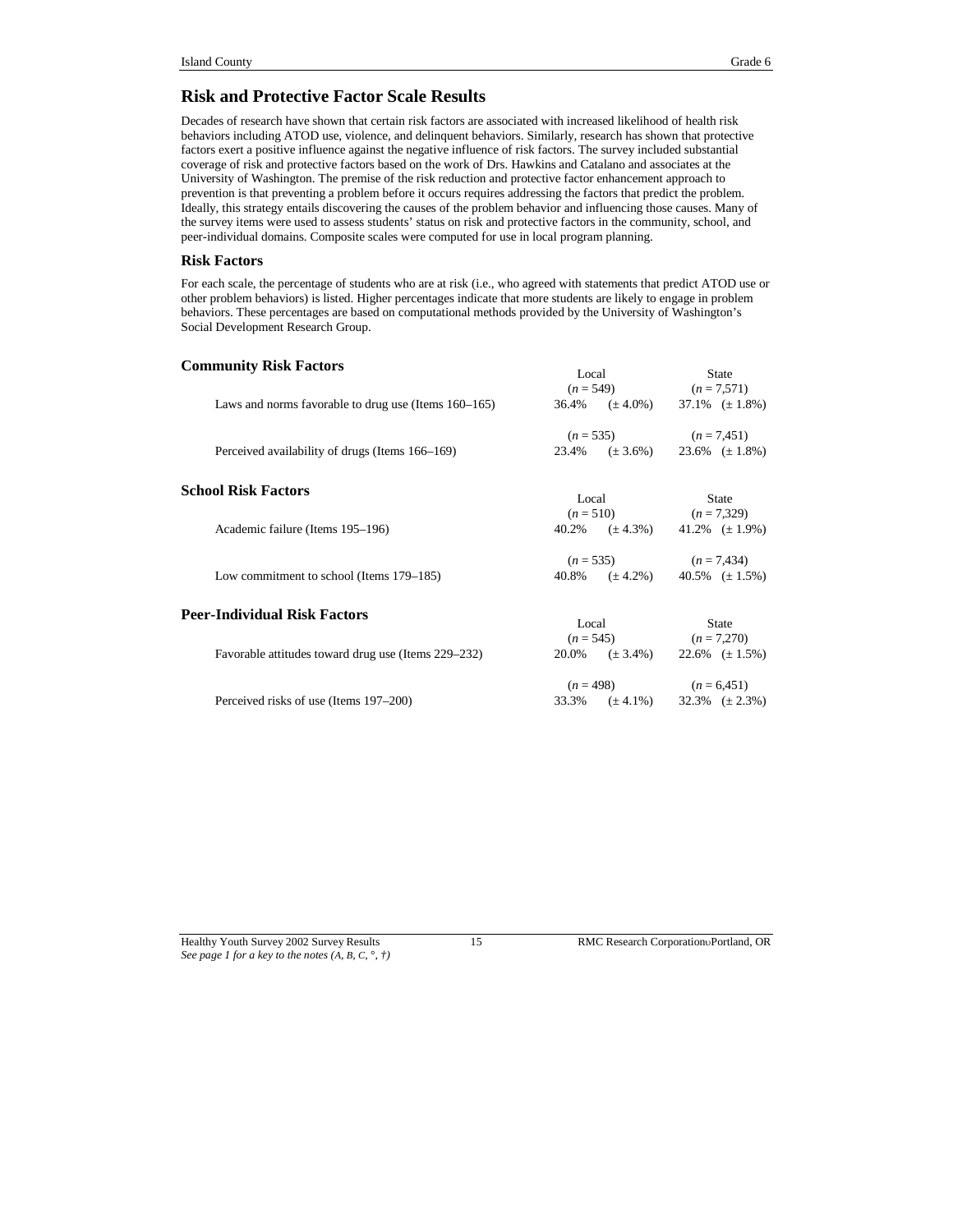## Risk and Protective Factor Scale Results

Decades of research have shown that certain risk factors are associated with increased likelihood of health risk behaviors including ATOD use, violence, and delinquent behaviors. Similarly, research has shown that protective factors exert a positive influence against the negative influence of risk factors. The survey included substantial coverage of risk and protective factors based on the work of Drs. Hawkins and Catalano and associates at the University of Washington. The premise of the risk reduction and protective factor enhancement approach to prevention is that preventing a problem before it occurs requires addressing the factors that predict the problem. Ideally, this strategy entails discovering the causes of the problem behavior and influencing those causes. Many of the survey items were used to assess students' status on risk and protective factors in the community, school, and peer-individual domains. Composite scales were computed for use in local program planning.

### Risk Factors

For each scale, the percentage of students who are at risk (i.e., who agreed with statements that predict ATOD use or other problem behaviors) is listed. Higher percentages indicate that more students are likely to engage in problem behaviors. These percentages are based on computational methods provided by the University of Washington's Social Development Research Group.

#### Community Risk Factors

| | Local | State |
|---|---|---|
| | (*n* = 549) | (*n* = 7,571) |
| Laws and norms favorable to drug use (Items 160–165) | 36.4% (± 4.0%) | 37.1% (± 1.8%) |
| | (*n* = 535) | (*n* = 7,451) |
| Perceived availability of drugs (Items 166–169) | 23.4% (± 3.6%) | 23.6% (± 1.8%) |

#### School Risk Factors

| | Local | State |
|---|---|---|
| | (*n* = 510) | (*n* = 7,329) |
| Academic failure (Items 195–196) | 40.2% (± 4.3%) | 41.2% (± 1.9%) |
| | (*n* = 535) | (*n* = 7,434) |
| Low commitment to school (Items 179–185) | 40.8% (± 4.2%) | 40.5% (± 1.5%) |

#### Peer-Individual Risk Factors

| | Local | State |
|---|---|---|
| | (*n* = 545) | (*n* = 7,270) |
| Favorable attitudes toward drug use (Items 229–232) | 20.0% (± 3.4%) | 22.6% (± 1.5%) |
| | (*n* = 498) | (*n* = 6,451) |
| Perceived risks of use (Items 197–200) | 33.3% (± 4.1%) | 32.3% (± 2.3%) |

*See page 1 for a key to the notes (A, B, C, °, †)*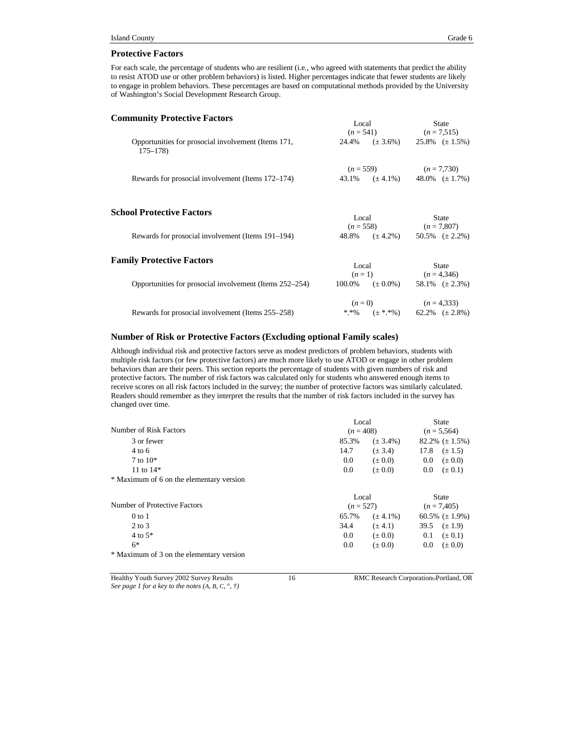## Protective Factors

For each scale, the percentage of students who are resilient (i.e., who agreed with statements that predict the ability to resist ATOD use or other problem behaviors) is listed. Higher percentages indicate that fewer students are likely to engage in problem behaviors. These percentages are based on computational methods provided by the University of Washington's Social Development Research Group.

### Community Protective Factors

| | Local | | State | |
|---|---|---|---|---|
| | (*n* = 541) | | (*n* = 7,515) | |
| Opportunities for prosocial involvement (Items 171, 175–178) | 24.4% | (± 3.6%) | 25.8% | (± 1.5%) |
| | (*n* = 559) | | (*n* = 7,730) | |
| Rewards for prosocial involvement (Items 172–174) | 43.1% | (± 4.1%) | 48.0% | (± 1.7%) |

### School Protective Factors

| | Local | | State | |
|---|---|---|---|---|
| | (*n* = 558) | | (*n* = 7,807) | |
| Rewards for prosocial involvement (Items 191–194) | 48.8% | (± 4.2%) | 50.5% | (± 2.2%) |

### Family Protective Factors

| | Local | | State | |
|---|---|---|---|---|
| | (*n* = 1) | | (*n* = 4,346) | |
| Opportunities for prosocial involvement (Items 252–254) | 100.0% | (± 0.0%) | 58.1% | (± 2.3%) |
| | (*n* = 0) | | (*n* = 4,333) | |
| Rewards for prosocial involvement (Items 255–258) | *.*% | (± *.*%) | 62.2% | (± 2.8%) |

## Number of Risk or Protective Factors (Excluding optional Family scales)

Although individual risk and protective factors serve as modest predictors of problem behaviors, students with multiple risk factors (or few protective factors) are much more likely to use ATOD or engage in other problem behaviors than are their peers. This section reports the percentage of students with given numbers of risk and protective factors. The number of risk factors was calculated only for students who answered enough items to receive scores on all risk factors included in the survey; the number of protective factors was similarly calculated. Readers should remember as they interpret the results that the number of risk factors included in the survey has changed over time.

| Number of Risk Factors | Local (*n* = 408) | | State (*n* = 5,564) | |
|---|---|---|---|---|
| 3 or fewer | 85.3% | (± 3.4%) | 82.2% | (± 1.5%) |
| 4 to 6 | 14.7 | (± 3.4) | 17.8 | (± 1.5) |
| 7 to 10* | 0.0 | (± 0.0) | 0.0 | (± 0.0) |
| 11 to 14* | 0.0 | (± 0.0) | 0.0 | (± 0.1) |

* Maximum of 6 on the elementary version

| Number of Protective Factors | Local (*n* = 527) | | State (*n* = 7,405) | |
|---|---|---|---|---|
| 0 to 1 | 65.7% | (± 4.1%) | 60.5% | (± 1.9%) |
| 2 to 3 | 34.4 | (± 4.1) | 39.5 | (± 1.9) |
| 4 to 5* | 0.0 | (± 0.0) | 0.1 | (± 0.1) |
| 6* | 0.0 | (± 0.0) | 0.0 | (± 0.0) |

* Maximum of 3 on the elementary version

*See page 1 for a key to the notes (A, B, C, °, †)*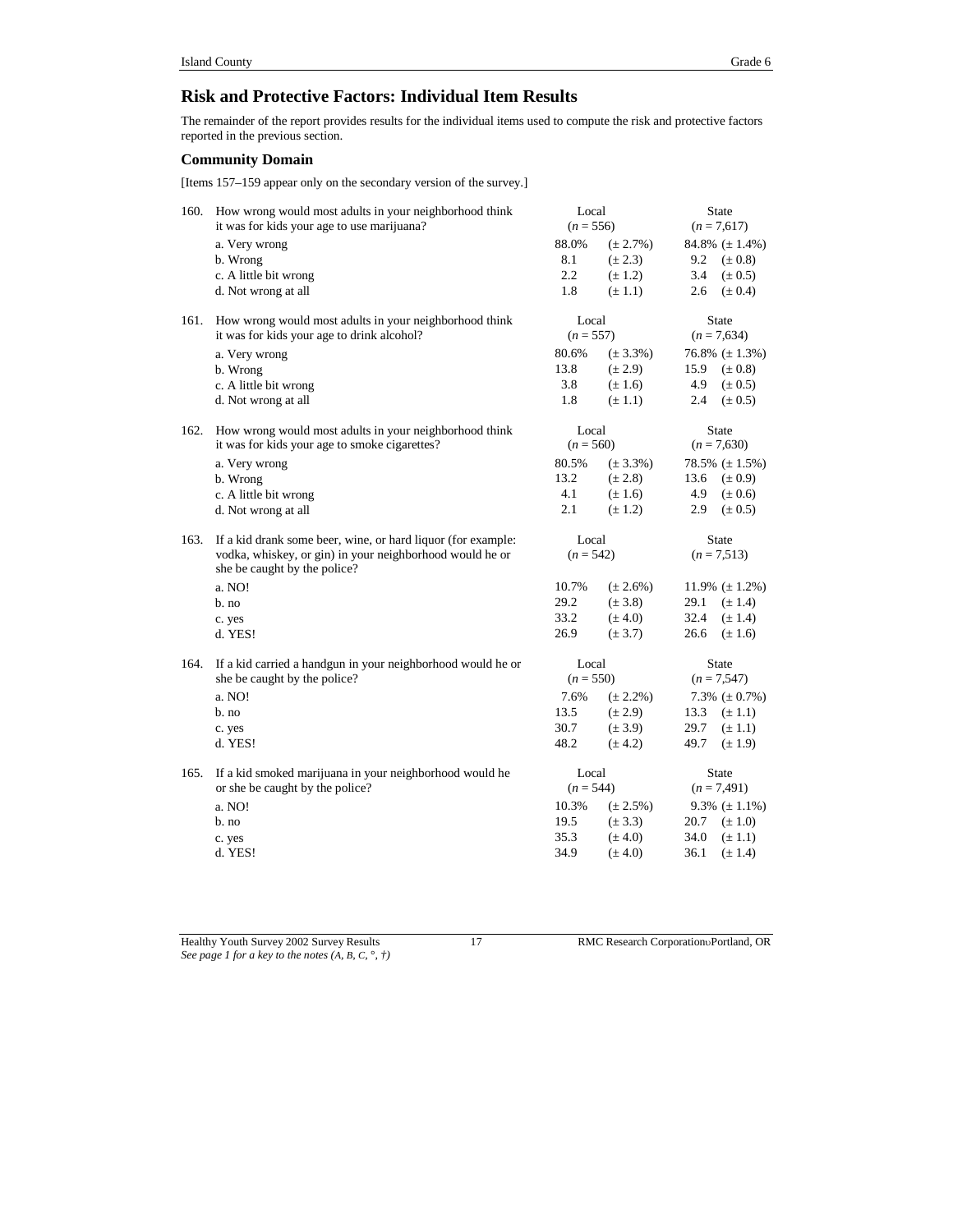## Risk and Protective Factors: Individual Item Results

The remainder of the report provides results for the individual items used to compute the risk and protective factors reported in the previous section.

### Community Domain

[Items 157–159 appear only on the secondary version of the survey.]

| | | Local | | State | |
|---|---|---|---|---|---|
| 160. | How wrong would most adults in your neighborhood think it was for kids your age to use marijuana? | (*n* = 556) | | (*n* = 7,617) | |
| | a. Very wrong | 88.0% | (± 2.7%) | 84.8% | (± 1.4%) |
| | b. Wrong | 8.1 | (± 2.3) | 9.2 | (± 0.8) |
| | c. A little bit wrong | 2.2 | (± 1.2) | 3.4 | (± 0.5) |
| | d. Not wrong at all | 1.8 | (± 1.1) | 2.6 | (± 0.4) |
| 161. | How wrong would most adults in your neighborhood think it was for kids your age to drink alcohol? | (*n* = 557) | | (*n* = 7,634) | |
| | a. Very wrong | 80.6% | (± 3.3%) | 76.8% | (± 1.3%) |
| | b. Wrong | 13.8 | (± 2.9) | 15.9 | (± 0.8) |
| | c. A little bit wrong | 3.8 | (± 1.6) | 4.9 | (± 0.5) |
| | d. Not wrong at all | 1.8 | (± 1.1) | 2.4 | (± 0.5) |
| 162. | How wrong would most adults in your neighborhood think it was for kids your age to smoke cigarettes? | (*n* = 560) | | (*n* = 7,630) | |
| | a. Very wrong | 80.5% | (± 3.3%) | 78.5% | (± 1.5%) |
| | b. Wrong | 13.2 | (± 2.8) | 13.6 | (± 0.9) |
| | c. A little bit wrong | 4.1 | (± 1.6) | 4.9 | (± 0.6) |
| | d. Not wrong at all | 2.1 | (± 1.2) | 2.9 | (± 0.5) |
| 163. | If a kid drank some beer, wine, or hard liquor (for example: vodka, whiskey, or gin) in your neighborhood would he or she be caught by the police? | (*n* = 542) | | (*n* = 7,513) | |
| | a. NO! | 10.7% | (± 2.6%) | 11.9% | (± 1.2%) |
| | b. no | 29.2 | (± 3.8) | 29.1 | (± 1.4) |
| | c. yes | 33.2 | (± 4.0) | 32.4 | (± 1.4) |
| | d. YES! | 26.9 | (± 3.7) | 26.6 | (± 1.6) |
| 164. | If a kid carried a handgun in your neighborhood would he or she be caught by the police? | (*n* = 550) | | (*n* = 7,547) | |
| | a. NO! | 7.6% | (± 2.2%) | 7.3% | (± 0.7%) |
| | b. no | 13.5 | (± 2.9) | 13.3 | (± 1.1) |
| | c. yes | 30.7 | (± 3.9) | 29.7 | (± 1.1) |
| | d. YES! | 48.2 | (± 4.2) | 49.7 | (± 1.9) |
| 165. | If a kid smoked marijuana in your neighborhood would he or she be caught by the police? | (*n* = 544) | | (*n* = 7,491) | |
| | a. NO! | 10.3% | (± 2.5%) | 9.3% | (± 1.1%) |
| | b. no | 19.5 | (± 3.3) | 20.7 | (± 1.0) |
| | c. yes | 35.3 | (± 4.0) | 34.0 | (± 1.1) |
| | d. YES! | 34.9 | (± 4.0) | 36.1 | (± 1.4) |

*See page 1 for a key to the notes (A, B, C, °, †)*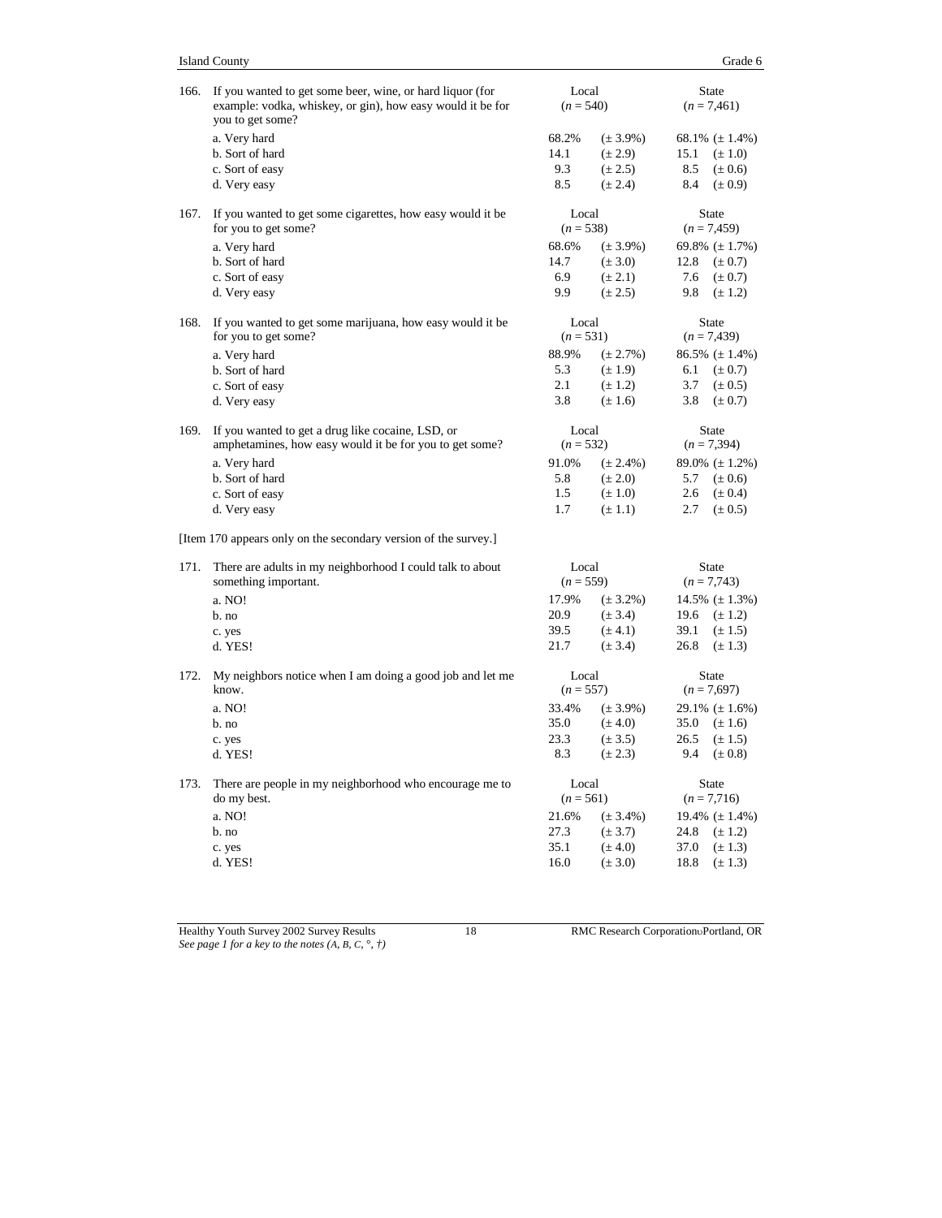| | | Local | | State | |
|---|---|---|---|---|---|
| 166. | If you wanted to get some beer, wine, or hard liquor (for example: vodka, whiskey, or gin), how easy would it be for you to get some? | ($n$ = 540) | | ($n$ = 7,461) | |
| | a. Very hard | 68.2% | (± 3.9%) | 68.1% | (± 1.4%) |
| | b. Sort of hard | 14.1 | (± 2.9) | 15.1 | (± 1.0) |
| | c. Sort of easy | 9.3 | (± 2.5) | 8.5 | (± 0.6) |
| | d. Very easy | 8.5 | (± 2.4) | 8.4 | (± 0.9) |

| | | Local | | State | |
|---|---|---|---|---|---|
| 167. | If you wanted to get some cigarettes, how easy would it be for you to get some? | ($n$ = 538) | | ($n$ = 7,459) | |
| | a. Very hard | 68.6% | (± 3.9%) | 69.8% | (± 1.7%) |
| | b. Sort of hard | 14.7 | (± 3.0) | 12.8 | (± 0.7) |
| | c. Sort of easy | 6.9 | (± 2.1) | 7.6 | (± 0.7) |
| | d. Very easy | 9.9 | (± 2.5) | 9.8 | (± 1.2) |

| | | Local | | State | |
|---|---|---|---|---|---|
| 168. | If you wanted to get some marijuana, how easy would it be for you to get some? | ($n$ = 531) | | ($n$ = 7,439) | |
| | a. Very hard | 88.9% | (± 2.7%) | 86.5% | (± 1.4%) |
| | b. Sort of hard | 5.3 | (± 1.9) | 6.1 | (± 0.7) |
| | c. Sort of easy | 2.1 | (± 1.2) | 3.7 | (± 0.5) |
| | d. Very easy | 3.8 | (± 1.6) | 3.8 | (± 0.7) |

| | | Local | | State | |
|---|---|---|---|---|---|
| 169. | If you wanted to get a drug like cocaine, LSD, or amphetamines, how easy would it be for you to get some? | ($n$ = 532) | | ($n$ = 7,394) | |
| | a. Very hard | 91.0% | (± 2.4%) | 89.0% | (± 1.2%) |
| | b. Sort of hard | 5.8 | (± 2.0) | 5.7 | (± 0.6) |
| | c. Sort of easy | 1.5 | (± 1.0) | 2.6 | (± 0.4) |
| | d. Very easy | 1.7 | (± 1.1) | 2.7 | (± 0.5) |

[Item 170 appears only on the secondary version of the survey.]

| | | Local | | State | |
|---|---|---|---|---|---|
| 171. | There are adults in my neighborhood I could talk to about something important. | ($n$ = 559) | | ($n$ = 7,743) | |
| | a. NO! | 17.9% | (± 3.2%) | 14.5% | (± 1.3%) |
| | b. no | 20.9 | (± 3.4) | 19.6 | (± 1.2) |
| | c. yes | 39.5 | (± 4.1) | 39.1 | (± 1.5) |
| | d. YES! | 21.7 | (± 3.4) | 26.8 | (± 1.3) |

| | | Local | | State | |
|---|---|---|---|---|---|
| 172. | My neighbors notice when I am doing a good job and let me know. | ($n$ = 557) | | ($n$ = 7,697) | |
| | a. NO! | 33.4% | (± 3.9%) | 29.1% | (± 1.6%) |
| | b. no | 35.0 | (± 4.0) | 35.0 | (± 1.6) |
| | c. yes | 23.3 | (± 3.5) | 26.5 | (± 1.5) |
| | d. YES! | 8.3 | (± 2.3) | 9.4 | (± 0.8) |

| | | Local | | State | |
|---|---|---|---|---|---|
| 173. | There are people in my neighborhood who encourage me to do my best. | ($n$ = 561) | | ($n$ = 7,716) | |
| | a. NO! | 21.6% | (± 3.4%) | 19.4% | (± 1.4%) |
| | b. no | 27.3 | (± 3.7) | 24.8 | (± 1.2) |
| | c. yes | 35.1 | (± 4.0) | 37.0 | (± 1.3) |
| | d. YES! | 16.0 | (± 3.0) | 18.8 | (± 1.3) |

*See page 1 for a key to the notes (A, B, C, °, †)*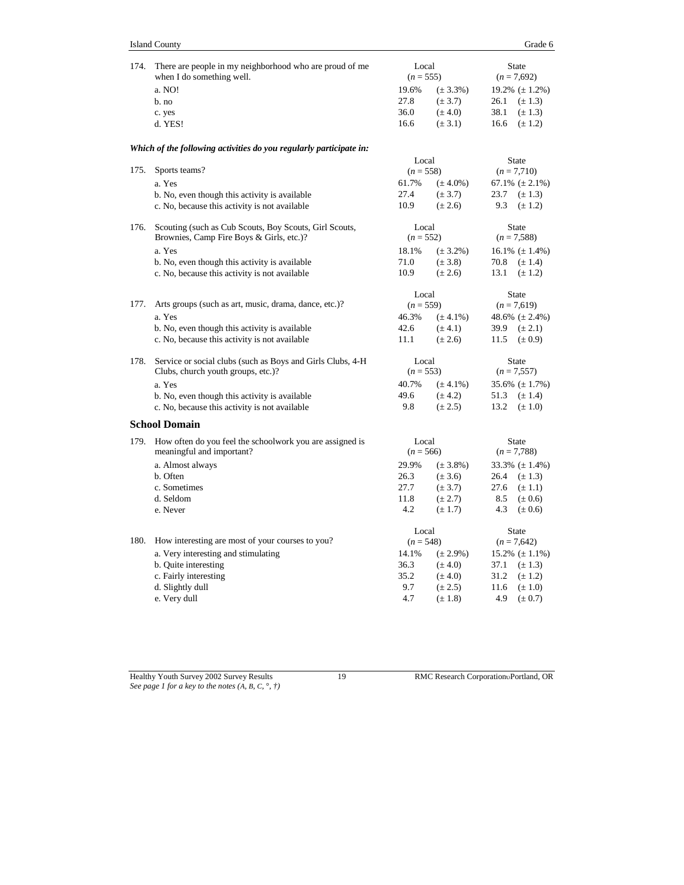| 174. | There are people in my neighborhood who are proud of me when I do something well. | Local ($n$ = 555) | | State ($n$ = 7,692) | |
|---|---|---|---|---|---|
| | a. NO! | 19.6% | (± 3.3%) | 19.2% | (± 1.2%) |
| | b. no | 27.8 | (± 3.7) | 26.1 | (± 1.3) |
| | c. yes | 36.0 | (± 4.0) | 38.1 | (± 1.3) |
| | d. YES! | 16.6 | (± 3.1) | 16.6 | (± 1.2) |

***Which of the following activities do you regularly participate in:***

| 175. | Sports teams? | Local ($n$ = 558) | | State ($n$ = 7,710) | |
|---|---|---|---|---|---|
| | a. Yes | 61.7% | (± 4.0%) | 67.1% | (± 2.1%) |
| | b. No, even though this activity is available | 27.4 | (± 3.7) | 23.7 | (± 1.3) |
| | c. No, because this activity is not available | 10.9 | (± 2.6) | 9.3 | (± 1.2) |

| 176. | Scouting (such as Cub Scouts, Boy Scouts, Girl Scouts, Brownies, Camp Fire Boys & Girls, etc.)? | Local ($n$ = 552) | | State ($n$ = 7,588) | |
|---|---|---|---|---|---|
| | a. Yes | 18.1% | (± 3.2%) | 16.1% | (± 1.4%) |
| | b. No, even though this activity is available | 71.0 | (± 3.8) | 70.8 | (± 1.4) |
| | c. No, because this activity is not available | 10.9 | (± 2.6) | 13.1 | (± 1.2) |

| 177. | Arts groups (such as art, music, drama, dance, etc.)? | Local ($n$ = 559) | | State ($n$ = 7,619) | |
|---|---|---|---|---|---|
| | a. Yes | 46.3% | (± 4.1%) | 48.6% | (± 2.4%) |
| | b. No, even though this activity is available | 42.6 | (± 4.1) | 39.9 | (± 2.1) |
| | c. No, because this activity is not available | 11.1 | (± 2.6) | 11.5 | (± 0.9) |

| 178. | Service or social clubs (such as Boys and Girls Clubs, 4-H Clubs, church youth groups, etc.)? | Local ($n$ = 553) | | State ($n$ = 7,557) | |
|---|---|---|---|---|---|
| | a. Yes | 40.7% | (± 4.1%) | 35.6% | (± 1.7%) |
| | b. No, even though this activity is available | 49.6 | (± 4.2) | 51.3 | (± 1.4) |
| | c. No, because this activity is not available | 9.8 | (± 2.5) | 13.2 | (± 1.0) |

## School Domain

| 179. | How often do you feel the schoolwork you are assigned is meaningful and important? | Local ($n$ = 566) | | State ($n$ = 7,788) | |
|---|---|---|---|---|---|
| | a. Almost always | 29.9% | (± 3.8%) | 33.3% | (± 1.4%) |
| | b. Often | 26.3 | (± 3.6) | 26.4 | (± 1.3) |
| | c. Sometimes | 27.7 | (± 3.7) | 27.6 | (± 1.1) |
| | d. Seldom | 11.8 | (± 2.7) | 8.5 | (± 0.6) |
| | e. Never | 4.2 | (± 1.7) | 4.3 | (± 0.6) |

| 180. | How interesting are most of your courses to you? | Local ($n$ = 548) | | State ($n$ = 7,642) | |
|---|---|---|---|---|---|
| | a. Very interesting and stimulating | 14.1% | (± 2.9%) | 15.2% | (± 1.1%) |
| | b. Quite interesting | 36.3 | (± 4.0) | 37.1 | (± 1.3) |
| | c. Fairly interesting | 35.2 | (± 4.0) | 31.2 | (± 1.2) |
| | d. Slightly dull | 9.7 | (± 2.5) | 11.6 | (± 1.0) |
| | e. Very dull | 4.7 | (± 1.8) | 4.9 | (± 0.7) |

*See page 1 for a key to the notes (A, B, C, °, †)*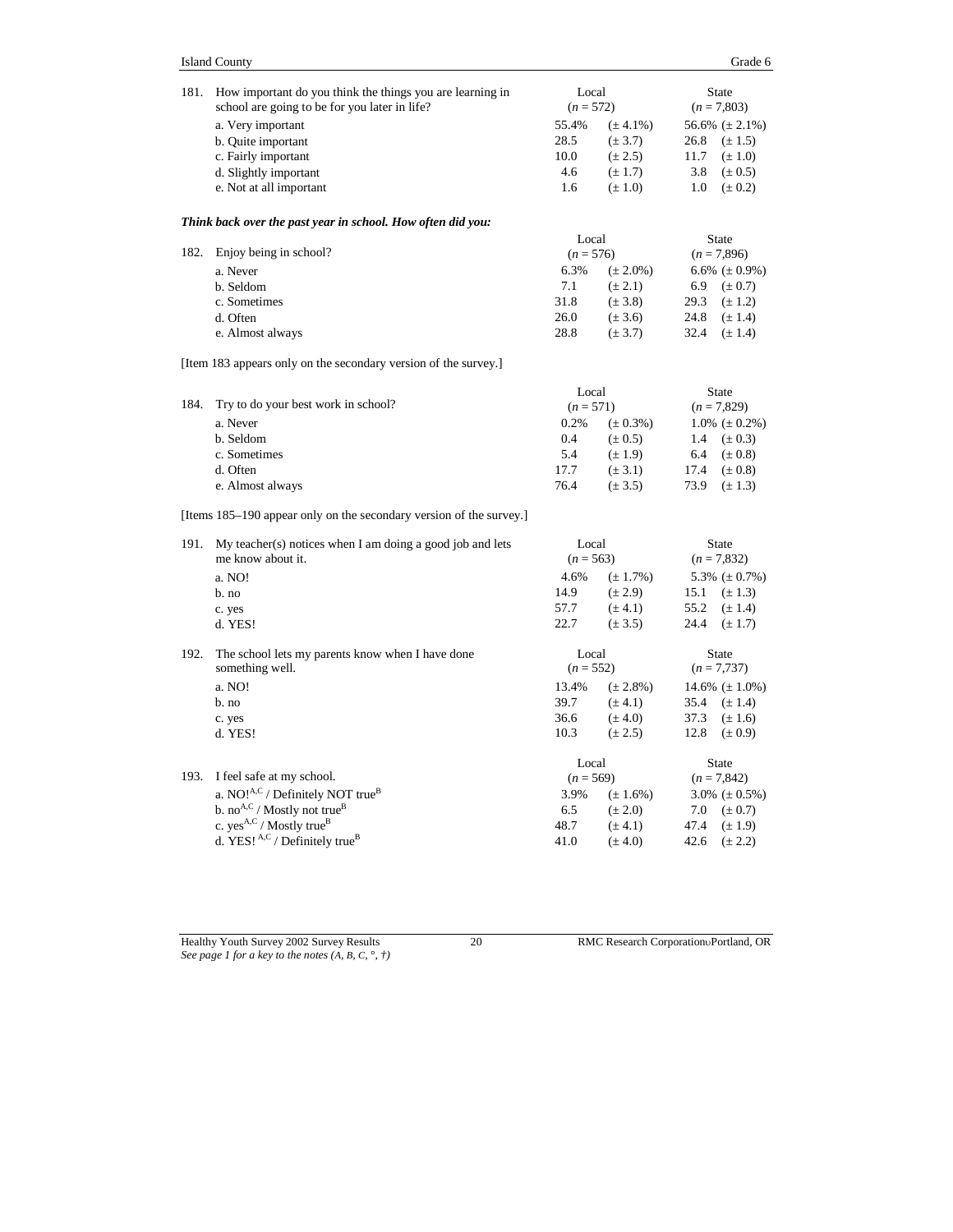| 181. How important do you think the things you are learning in school are going to be for you later in life? | Local ($n$ = 572) | | State ($n$ = 7,803) | |
|---|---|---|---|---|
| a. Very important | 55.4% | (± 4.1%) | 56.6% | (± 2.1%) |
| b. Quite important | 28.5 | (± 3.7) | 26.8 | (± 1.5) |
| c. Fairly important | 10.0 | (± 2.5) | 11.7 | (± 1.0) |
| d. Slightly important | 4.6 | (± 1.7) | 3.8 | (± 0.5) |
| e. Not at all important | 1.6 | (± 1.0) | 1.0 | (± 0.2) |

***Think back over the past year in school. How often did you:***

| 182. Enjoy being in school? | Local ($n$ = 576) | | State ($n$ = 7,896) | |
|---|---|---|---|---|
| a. Never | 6.3% | (± 2.0%) | 6.6% | (± 0.9%) |
| b. Seldom | 7.1 | (± 2.1) | 6.9 | (± 0.7) |
| c. Sometimes | 31.8 | (± 3.8) | 29.3 | (± 1.2) |
| d. Often | 26.0 | (± 3.6) | 24.8 | (± 1.4) |
| e. Almost always | 28.8 | (± 3.7) | 32.4 | (± 1.4) |

[Item 183 appears only on the secondary version of the survey.]

| 184. Try to do your best work in school? | Local ($n$ = 571) | | State ($n$ = 7,829) | |
|---|---|---|---|---|
| a. Never | 0.2% | (± 0.3%) | 1.0% | (± 0.2%) |
| b. Seldom | 0.4 | (± 0.5) | 1.4 | (± 0.3) |
| c. Sometimes | 5.4 | (± 1.9) | 6.4 | (± 0.8) |
| d. Often | 17.7 | (± 3.1) | 17.4 | (± 0.8) |
| e. Almost always | 76.4 | (± 3.5) | 73.9 | (± 1.3) |

[Items 185–190 appear only on the secondary version of the survey.]

| 191. My teacher(s) notices when I am doing a good job and lets me know about it. | Local ($n$ = 563) | | State ($n$ = 7,832) | |
|---|---|---|---|---|
| a. NO! | 4.6% | (± 1.7%) | 5.3% | (± 0.7%) |
| b. no | 14.9 | (± 2.9) | 15.1 | (± 1.3) |
| c. yes | 57.7 | (± 4.1) | 55.2 | (± 1.4) |
| d. YES! | 22.7 | (± 3.5) | 24.4 | (± 1.7) |

| 192. The school lets my parents know when I have done something well. | Local ($n$ = 552) | | State ($n$ = 7,737) | |
|---|---|---|---|---|
| a. NO! | 13.4% | (± 2.8%) | 14.6% | (± 1.0%) |
| b. no | 39.7 | (± 4.1) | 35.4 | (± 1.4) |
| c. yes | 36.6 | (± 4.0) | 37.3 | (± 1.6) |
| d. YES! | 10.3 | (± 2.5) | 12.8 | (± 0.9) |

| 193. I feel safe at my school. | Local ($n$ = 569) | | State ($n$ = 7,842) | |
|---|---|---|---|---|
| a. NO![A,C] / Definitely NOT true[B] | 3.9% | (± 1.6%) | 3.0% | (± 0.5%) |
| b. no[A,C] / Mostly not true[B] | 6.5 | (± 2.0) | 7.0 | (± 0.7) |
| c. yes[A,C] / Mostly true[B] | 48.7 | (± 4.1) | 47.4 | (± 1.9) |
| d. YES! [A,C] / Definitely true[B] | 41.0 | (± 4.0) | 42.6 | (± 2.2) |

*See page 1 for a key to the notes (A, B, C, °, †)*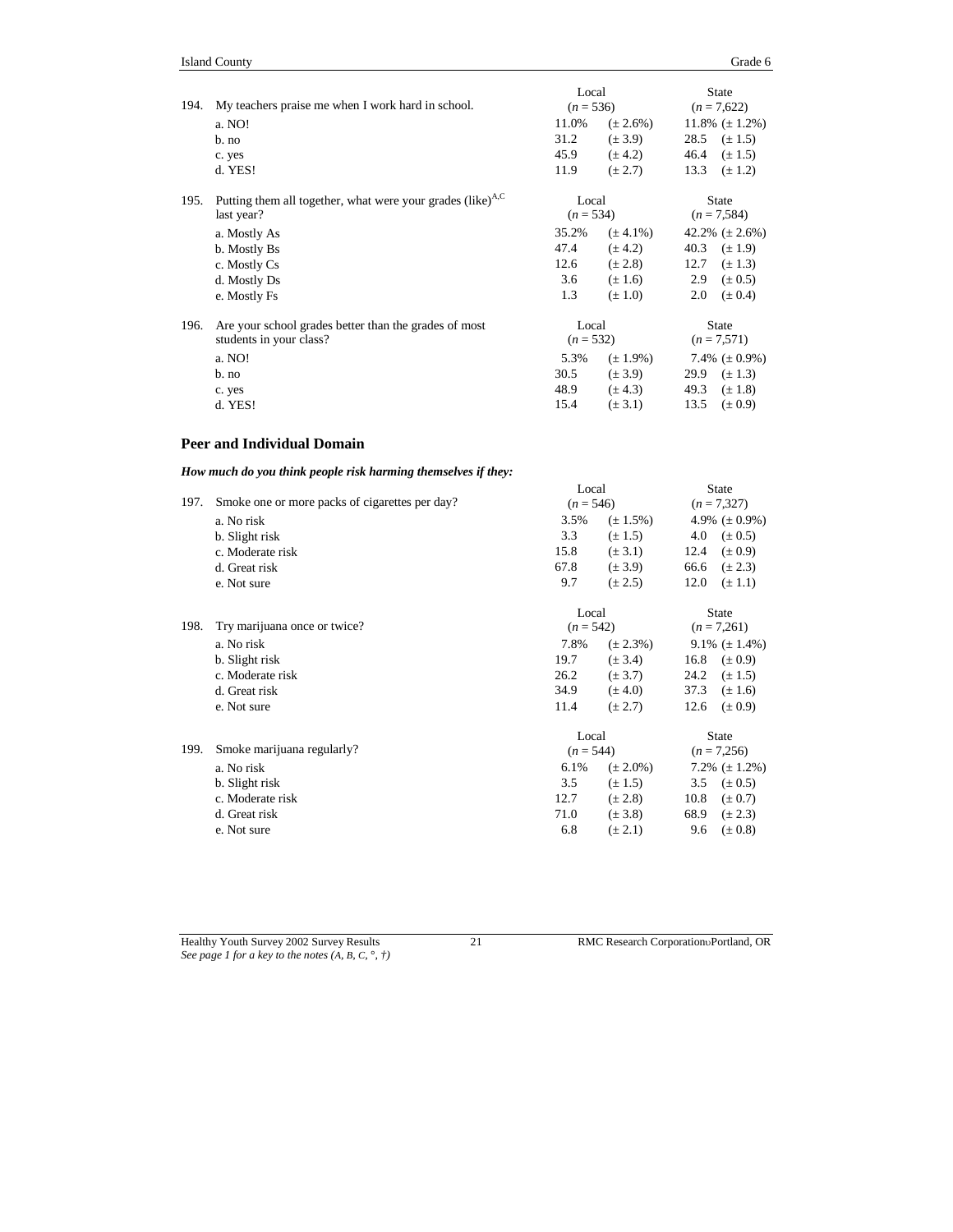| 194. My teachers praise me when I work hard in school. | Local ($n$ = 536) | | State ($n$ = 7,622) | |
|---|---|---|---|---|
| a. NO! | 11.0% | (± 2.6%) | 11.8% | (± 1.2%) |
| b. no | 31.2 | (± 3.9) | 28.5 | (± 1.5) |
| c. yes | 45.9 | (± 4.2) | 46.4 | (± 1.5) |
| d. YES! | 11.9 | (± 2.7) | 13.3 | (± 1.2) |

| 195. Putting them all together, what were your grades (like)[A,C] last year? | Local ($n$ = 534) | | State ($n$ = 7,584) | |
|---|---|---|---|---|
| a. Mostly As | 35.2% | (± 4.1%) | 42.2% | (± 2.6%) |
| b. Mostly Bs | 47.4 | (± 4.2) | 40.3 | (± 1.9) |
| c. Mostly Cs | 12.6 | (± 2.8) | 12.7 | (± 1.3) |
| d. Mostly Ds | 3.6 | (± 1.6) | 2.9 | (± 0.5) |
| e. Mostly Fs | 1.3 | (± 1.0) | 2.0 | (± 0.4) |

| 196. Are your school grades better than the grades of most students in your class? | Local ($n$ = 532) | | State ($n$ = 7,571) | |
|---|---|---|---|---|
| a. NO! | 5.3% | (± 1.9%) | 7.4% | (± 0.9%) |
| b. no | 30.5 | (± 3.9) | 29.9 | (± 1.3) |
| c. yes | 48.9 | (± 4.3) | 49.3 | (± 1.8) |
| d. YES! | 15.4 | (± 3.1) | 13.5 | (± 0.9) |

## Peer and Individual Domain

***How much do you think people risk harming themselves if they:***

| 197. Smoke one or more packs of cigarettes per day? | Local ($n$ = 546) | | State ($n$ = 7,327) | |
|---|---|---|---|---|
| a. No risk | 3.5% | (± 1.5%) | 4.9% | (± 0.9%) |
| b. Slight risk | 3.3 | (± 1.5) | 4.0 | (± 0.5) |
| c. Moderate risk | 15.8 | (± 3.1) | 12.4 | (± 0.9) |
| d. Great risk | 67.8 | (± 3.9) | 66.6 | (± 2.3) |
| e. Not sure | 9.7 | (± 2.5) | 12.0 | (± 1.1) |

| 198. Try marijuana once or twice? | Local ($n$ = 542) | | State ($n$ = 7,261) | |
|---|---|---|---|---|
| a. No risk | 7.8% | (± 2.3%) | 9.1% | (± 1.4%) |
| b. Slight risk | 19.7 | (± 3.4) | 16.8 | (± 0.9) |
| c. Moderate risk | 26.2 | (± 3.7) | 24.2 | (± 1.5) |
| d. Great risk | 34.9 | (± 4.0) | 37.3 | (± 1.6) |
| e. Not sure | 11.4 | (± 2.7) | 12.6 | (± 0.9) |

| 199. Smoke marijuana regularly? | Local ($n$ = 544) | | State ($n$ = 7,256) | |
|---|---|---|---|---|
| a. No risk | 6.1% | (± 2.0%) | 7.2% | (± 1.2%) |
| b. Slight risk | 3.5 | (± 1.5) | 3.5 | (± 0.5) |
| c. Moderate risk | 12.7 | (± 2.8) | 10.8 | (± 0.7) |
| d. Great risk | 71.0 | (± 3.8) | 68.9 | (± 2.3) |
| e. Not sure | 6.8 | (± 2.1) | 9.6 | (± 0.8) |

*See page 1 for a key to the notes (A, B, C, °, †)*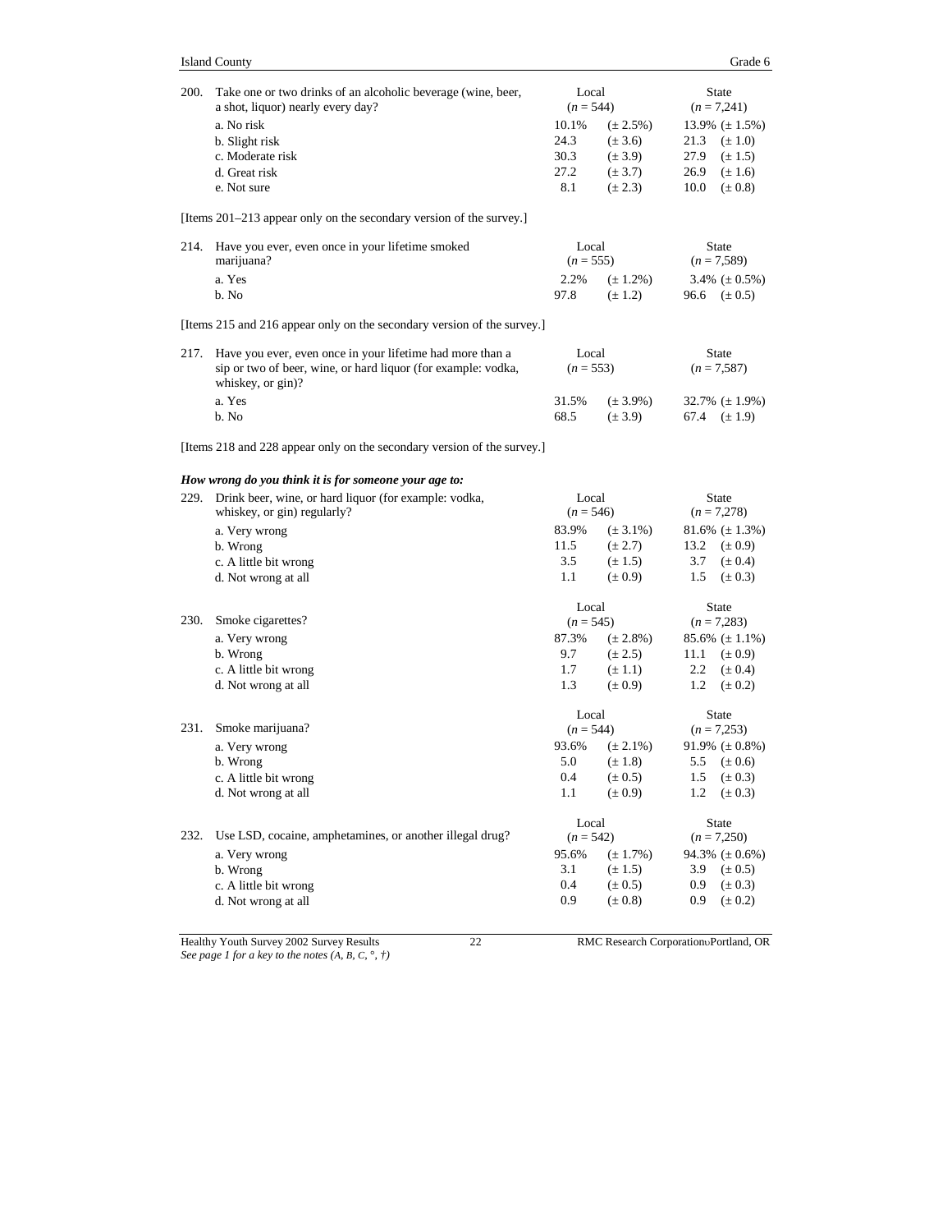200. Take one or two drinks of an alcoholic beverage (wine, beer, a shot, liquor) nearly every day?

| | Local (*n* = 544) | | State (*n* = 7,241) | |
|---|---|---|---|---|
| a. No risk | 10.1% | (± 2.5%) | 13.9% | (± 1.5%) |
| b. Slight risk | 24.3 | (± 3.6) | 21.3 | (± 1.0) |
| c. Moderate risk | 30.3 | (± 3.9) | 27.9 | (± 1.5) |
| d. Great risk | 27.2 | (± 3.7) | 26.9 | (± 1.6) |
| e. Not sure | 8.1 | (± 2.3) | 10.0 | (± 0.8) |

[Items 201–213 appear only on the secondary version of the survey.]

214. Have you ever, even once in your lifetime smoked marijuana?

| | Local (*n* = 555) | | State (*n* = 7,589) | |
|---|---|---|---|---|
| a. Yes | 2.2% | (± 1.2%) | 3.4% | (± 0.5%) |
| b. No | 97.8 | (± 1.2) | 96.6 | (± 0.5) |

[Items 215 and 216 appear only on the secondary version of the survey.]

217. Have you ever, even once in your lifetime had more than a sip or two of beer, wine, or hard liquor (for example: vodka, whiskey, or gin)?

| | Local (*n* = 553) | | State (*n* = 7,587) | |
|---|---|---|---|---|
| a. Yes | 31.5% | (± 3.9%) | 32.7% | (± 1.9%) |
| b. No | 68.5 | (± 3.9) | 67.4 | (± 1.9) |

[Items 218 and 228 appear only on the secondary version of the survey.]

***How wrong do you think it is for someone your age to:***

229. Drink beer, wine, or hard liquor (for example: vodka, whiskey, or gin) regularly?

| | Local (*n* = 546) | | State (*n* = 7,278) | |
|---|---|---|---|---|
| a. Very wrong | 83.9% | (± 3.1%) | 81.6% | (± 1.3%) |
| b. Wrong | 11.5 | (± 2.7) | 13.2 | (± 0.9) |
| c. A little bit wrong | 3.5 | (± 1.5) | 3.7 | (± 0.4) |
| d. Not wrong at all | 1.1 | (± 0.9) | 1.5 | (± 0.3) |

230. Smoke cigarettes?

| | Local (*n* = 545) | | State (*n* = 7,283) | |
|---|---|---|---|---|
| a. Very wrong | 87.3% | (± 2.8%) | 85.6% | (± 1.1%) |
| b. Wrong | 9.7 | (± 2.5) | 11.1 | (± 0.9) |
| c. A little bit wrong | 1.7 | (± 1.1) | 2.2 | (± 0.4) |
| d. Not wrong at all | 1.3 | (± 0.9) | 1.2 | (± 0.2) |

231. Smoke marijuana?

| | Local (*n* = 544) | | State (*n* = 7,253) | |
|---|---|---|---|---|
| a. Very wrong | 93.6% | (± 2.1%) | 91.9% | (± 0.8%) |
| b. Wrong | 5.0 | (± 1.8) | 5.5 | (± 0.6) |
| c. A little bit wrong | 0.4 | (± 0.5) | 1.5 | (± 0.3) |
| d. Not wrong at all | 1.1 | (± 0.9) | 1.2 | (± 0.3) |

232. Use LSD, cocaine, amphetamines, or another illegal drug?

| | Local (*n* = 542) | | State (*n* = 7,250) | |
|---|---|---|---|---|
| a. Very wrong | 95.6% | (± 1.7%) | 94.3% | (± 0.6%) |
| b. Wrong | 3.1 | (± 1.5) | 3.9 | (± 0.5) |
| c. A little bit wrong | 0.4 | (± 0.5) | 0.9 | (± 0.3) |
| d. Not wrong at all | 0.9 | (± 0.8) | 0.9 | (± 0.2) |

*See page 1 for a key to the notes (A, B, C, °, †)*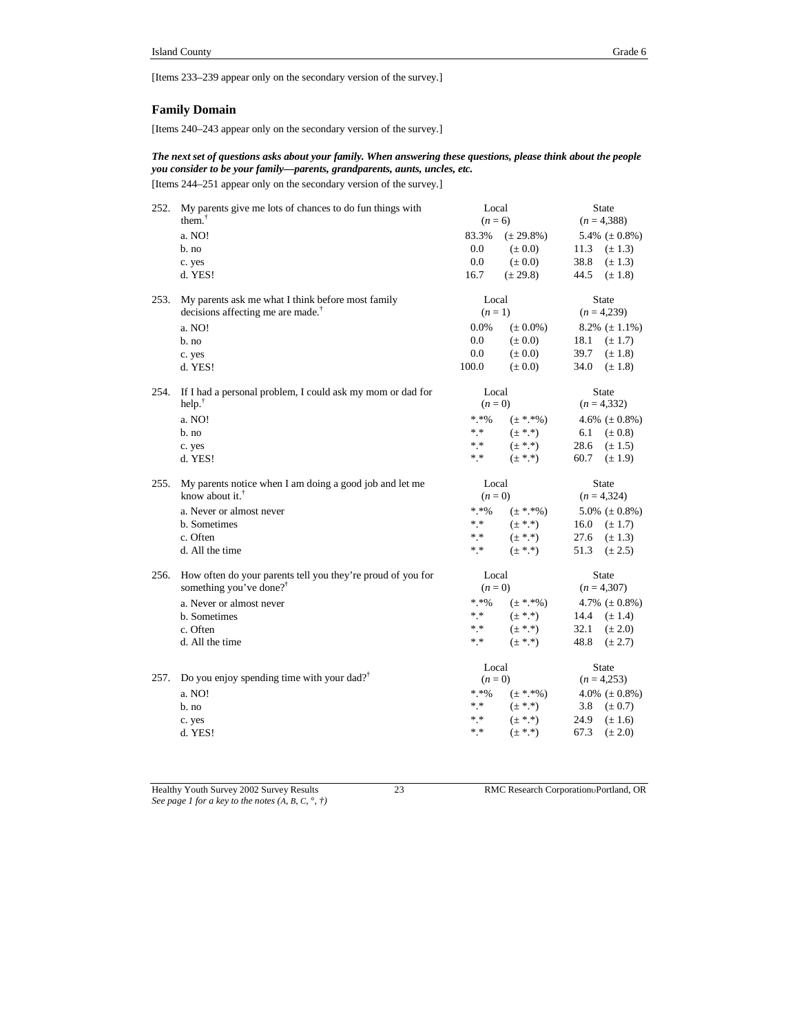[Items 233–239 appear only on the secondary version of the survey.]

## Family Domain

[Items 240–243 appear only on the secondary version of the survey.]

***The next set of questions asks about your family. When answering these questions, please think about the people you consider to be your family—parents, grandparents, aunts, uncles, etc.***

[Items 244–251 appear only on the secondary version of the survey.]

| | | Local | | State | |
|---|---|---|---|---|---|
| 252. | My parents give me lots of chances to do fun things with them.† | (*n* = 6) | | (*n* = 4,388) | |
| | a. NO! | 83.3% | (± 29.8%) | 5.4% | (± 0.8%) |
| | b. no | 0.0 | (± 0.0) | 11.3 | (± 1.3) |
| | c. yes | 0.0 | (± 0.0) | 38.8 | (± 1.3) |
| | d. YES! | 16.7 | (± 29.8) | 44.5 | (± 1.8) |
| 253. | My parents ask me what I think before most family decisions affecting me are made.† | (*n* = 1) | | (*n* = 4,239) | |
| | a. NO! | 0.0% | (± 0.0%) | 8.2% | (± 1.1%) |
| | b. no | 0.0 | (± 0.0) | 18.1 | (± 1.7) |
| | c. yes | 0.0 | (± 0.0) | 39.7 | (± 1.8) |
| | d. YES! | 100.0 | (± 0.0) | 34.0 | (± 1.8) |
| 254. | If I had a personal problem, I could ask my mom or dad for help.† | (*n* = 0) | | (*n* = 4,332) | |
| | a. NO! | *.*% | (± *.*%) | 4.6% | (± 0.8%) |
| | b. no | *.* | (± *.*) | 6.1 | (± 0.8) |
| | c. yes | *.* | (± *.*) | 28.6 | (± 1.5) |
| | d. YES! | *.* | (± *.*) | 60.7 | (± 1.9) |
| 255. | My parents notice when I am doing a good job and let me know about it.† | (*n* = 0) | | (*n* = 4,324) | |
| | a. Never or almost never | *.*% | (± *.*%) | 5.0% | (± 0.8%) |
| | b. Sometimes | *.* | (± *.*) | 16.0 | (± 1.7) |
| | c. Often | *.* | (± *.*) | 27.6 | (± 1.3) |
| | d. All the time | *.* | (± *.*) | 51.3 | (± 2.5) |
| 256. | How often do your parents tell you they're proud of you for something you've done?† | (*n* = 0) | | (*n* = 4,307) | |
| | a. Never or almost never | *.*% | (± *.*%) | 4.7% | (± 0.8%) |
| | b. Sometimes | *.* | (± *.*) | 14.4 | (± 1.4) |
| | c. Often | *.* | (± *.*) | 32.1 | (± 2.0) |
| | d. All the time | *.* | (± *.*) | 48.8 | (± 2.7) |
| 257. | Do you enjoy spending time with your dad?† | (*n* = 0) | | (*n* = 4,253) | |
| | a. NO! | *.*% | (± *.*%) | 4.0% | (± 0.8%) |
| | b. no | *.* | (± *.*) | 3.8 | (± 0.7) |
| | c. yes | *.* | (± *.*) | 24.9 | (± 1.6) |
| | d. YES! | *.* | (± *.*) | 67.3 | (± 2.0) |

*See page 1 for a key to the notes (A, B, C, °, †)*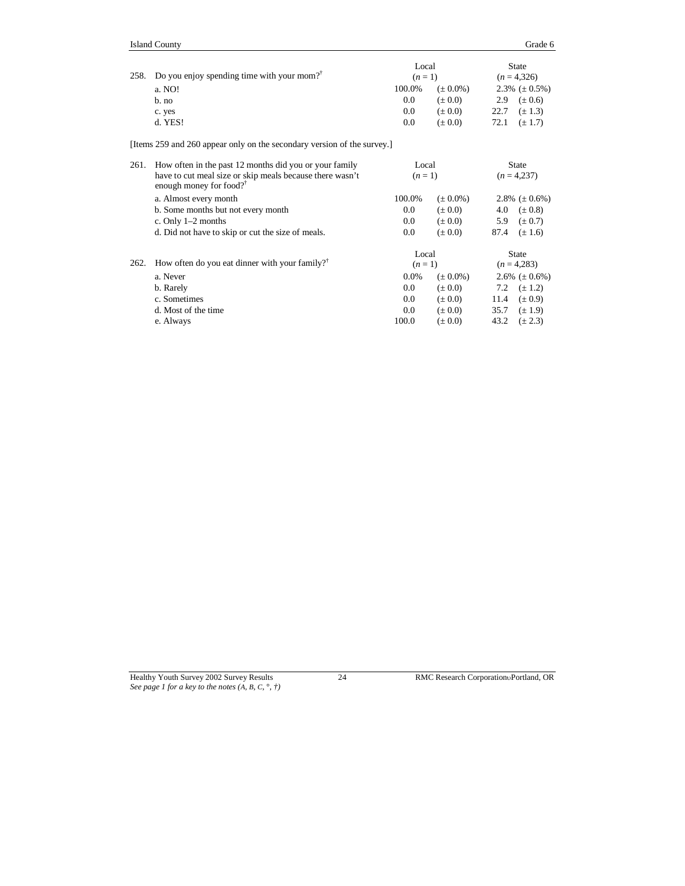| 258. Do you enjoy spending time with your mom?† | Local ($n$ = 1) | | State ($n$ = 4,326) | |
|---|---|---|---|---|
| a. NO! | 100.0% | (± 0.0%) | 2.3% | (± 0.5%) |
| b. no | 0.0 | (± 0.0) | 2.9 | (± 0.6) |
| c. yes | 0.0 | (± 0.0) | 22.7 | (± 1.3) |
| d. YES! | 0.0 | (± 0.0) | 72.1 | (± 1.7) |

[Items 259 and 260 appear only on the secondary version of the survey.]

| 261. How often in the past 12 months did you or your family have to cut meal size or skip meals because there wasn't enough money for food?† | Local ($n$ = 1) | | State ($n$ = 4,237) | |
|---|---|---|---|---|
| a. Almost every month | 100.0% | (± 0.0%) | 2.8% | (± 0.6%) |
| b. Some months but not every month | 0.0 | (± 0.0) | 4.0 | (± 0.8) |
| c. Only 1–2 months | 0.0 | (± 0.0) | 5.9 | (± 0.7) |
| d. Did not have to skip or cut the size of meals. | 0.0 | (± 0.0) | 87.4 | (± 1.6) |

| 262. How often do you eat dinner with your family?† | Local ($n$ = 1) | | State ($n$ = 4,283) | |
|---|---|---|---|---|
| a. Never | 0.0% | (± 0.0%) | 2.6% | (± 0.6%) |
| b. Rarely | 0.0 | (± 0.0) | 7.2 | (± 1.2) |
| c. Sometimes | 0.0 | (± 0.0) | 11.4 | (± 0.9) |
| d. Most of the time | 0.0 | (± 0.0) | 35.7 | (± 1.9) |
| e. Always | 100.0 | (± 0.0) | 43.2 | (± 2.3) |